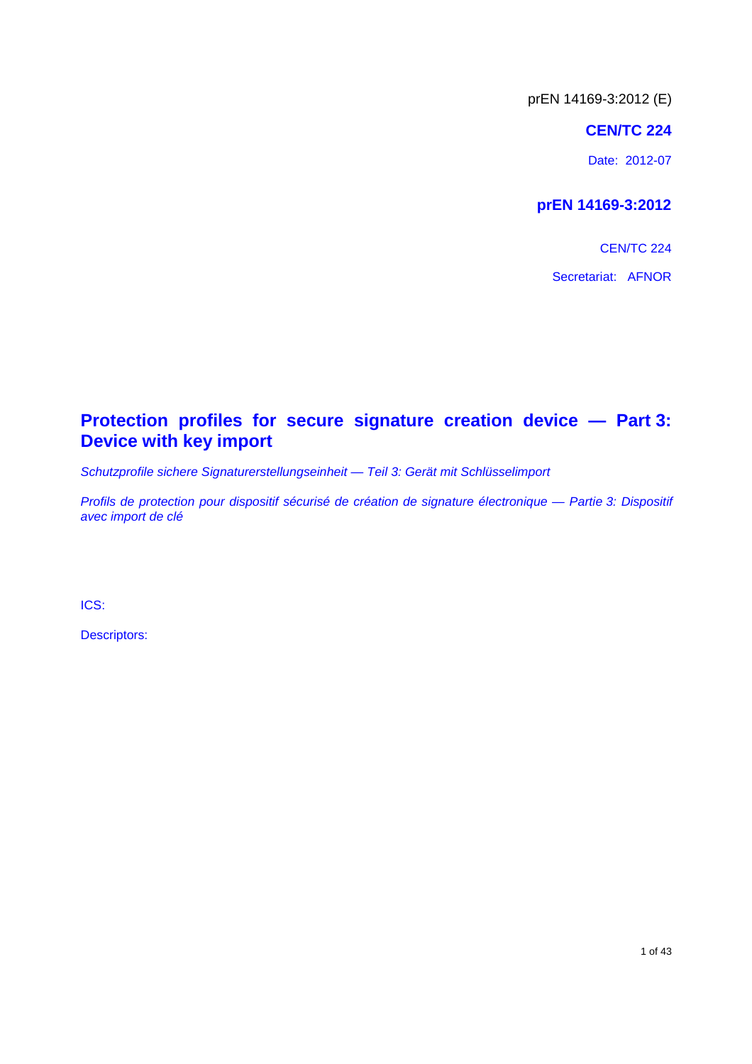prEN 14169-3:2012 (E)

**CEN/TC 224**

Date: 2012-07

**prEN 14169-3:2012**

CEN/TC 224

Secretariat: AFNOR

# Protection profiles for secure signature creation device — Part 3: Device with key import

*Schutzprofile sichere Signaturerstellungseinheit — Teil 3: Gerät mit Schlüsselimport*

*Profils de protection pour dispositif sécurisé de création de signature électronique — Partie 3: Dispositif avec import de clé*

ICS:

Descriptors: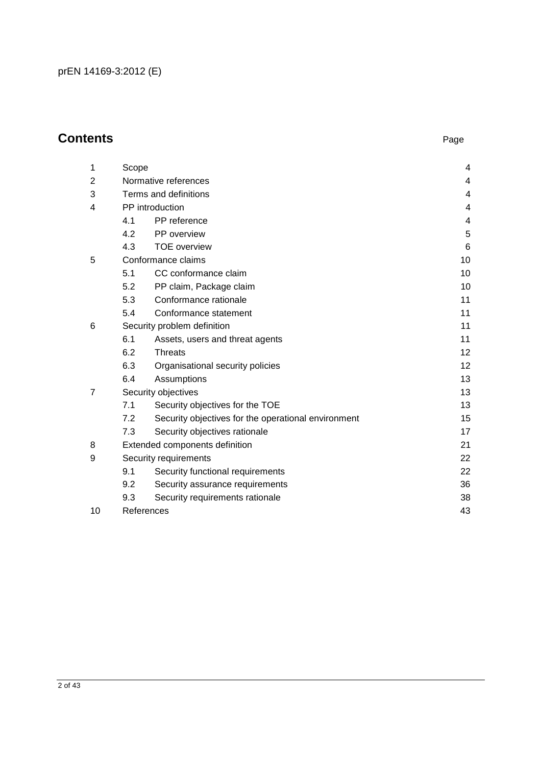## Contents

| | | Page |
|---|---|---|
| 1 | Scope | 4 |
| 2 | Normative references | 4 |
| 3 | Terms and definitions | 4 |
| 4 | PP introduction | 4 |
| 4.1 | PP reference | 4 |
| 4.2 | PP overview | 5 |
| 4.3 | TOE overview | 6 |
| 5 | Conformance claims | 10 |
| 5.1 | CC conformance claim | 10 |
| 5.2 | PP claim, Package claim | 10 |
| 5.3 | Conformance rationale | 11 |
| 5.4 | Conformance statement | 11 |
| 6 | Security problem definition | 11 |
| 6.1 | Assets, users and threat agents | 11 |
| 6.2 | Threats | 12 |
| 6.3 | Organisational security policies | 12 |
| 6.4 | Assumptions | 13 |
| 7 | Security objectives | 13 |
| 7.1 | Security objectives for the TOE | 13 |
| 7.2 | Security objectives for the operational environment | 15 |
| 7.3 | Security objectives rationale | 17 |
| 8 | Extended components definition | 21 |
| 9 | Security requirements | 22 |
| 9.1 | Security functional requirements | 22 |
| 9.2 | Security assurance requirements | 36 |
| 9.3 | Security requirements rationale | 38 |
| 10 | References | 43 |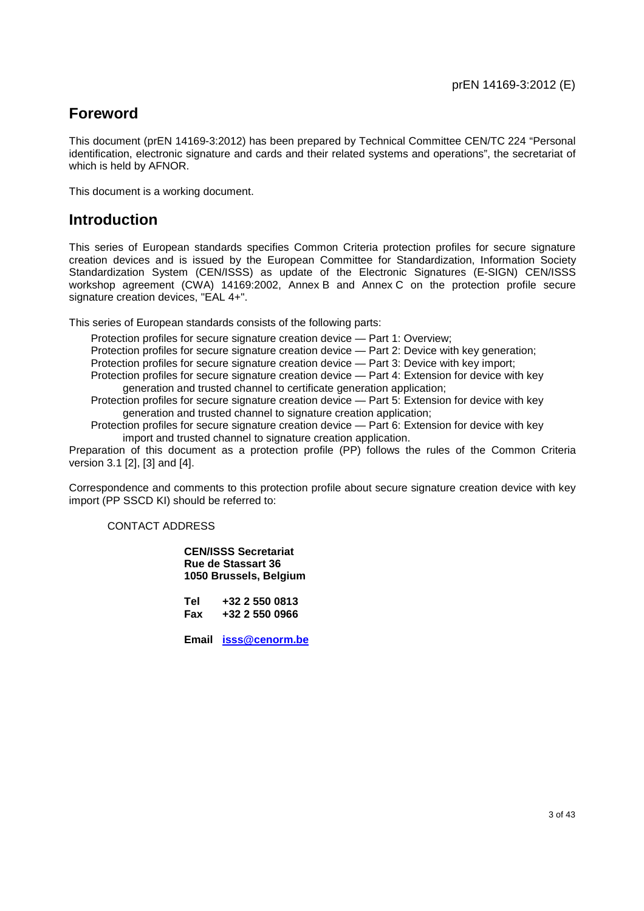## Foreword

This document (prEN 14169-3:2012) has been prepared by Technical Committee CEN/TC 224 "Personal identification, electronic signature and cards and their related systems and operations", the secretariat of which is held by AFNOR.

This document is a working document.

## Introduction

This series of European standards specifies Common Criteria protection profiles for secure signature creation devices and is issued by the European Committee for Standardization, Information Society Standardization System (CEN/ISSS) as update of the Electronic Signatures (E-SIGN) CEN/ISSS workshop agreement (CWA) 14169:2002, Annex B and Annex C on the protection profile secure signature creation devices, "EAL 4+".

This series of European standards consists of the following parts:

- Protection profiles for secure signature creation device — Part 1: Overview;
- Protection profiles for secure signature creation device — Part 2: Device with key generation;
- Protection profiles for secure signature creation device — Part 3: Device with key import;
- Protection profiles for secure signature creation device — Part 4: Extension for device with key generation and trusted channel to certificate generation application;
- Protection profiles for secure signature creation device — Part 5: Extension for device with key generation and trusted channel to signature creation application;
- Protection profiles for secure signature creation device — Part 6: Extension for device with key import and trusted channel to signature creation application.

Preparation of this document as a protection profile (PP) follows the rules of the Common Criteria version 3.1 [2], [3] and [4].

Correspondence and comments to this protection profile about secure signature creation device with key import (PP SSCD KI) should be referred to:

CONTACT ADDRESS

**CEN/ISSS Secretariat**
**Rue de Stassart 36**
**1050 Brussels, Belgium**

**Tel** **+32 2 550 0813**
**Fax** **+32 2 550 0966**

**Email** **isss@cenorm.be**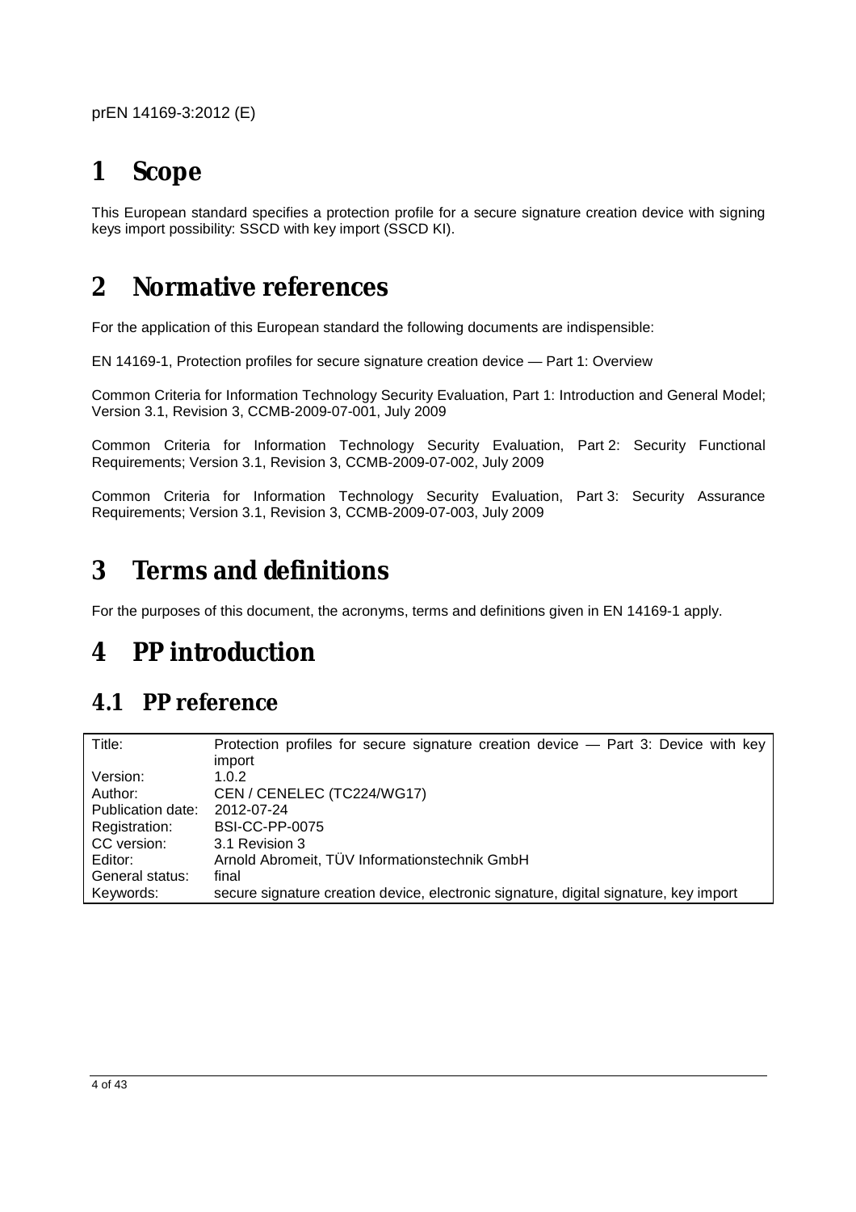# 1 Scope

This European standard specifies a protection profile for a secure signature creation device with signing keys import possibility: SSCD with key import (SSCD KI).

# 2 Normative references

For the application of this European standard the following documents are indispensible:

EN 14169-1, Protection profiles for secure signature creation device — Part 1: Overview

Common Criteria for Information Technology Security Evaluation, Part 1: Introduction and General Model; Version 3.1, Revision 3, CCMB-2009-07-001, July 2009

Common Criteria for Information Technology Security Evaluation, Part 2: Security Functional Requirements; Version 3.1, Revision 3, CCMB-2009-07-002, July 2009

Common Criteria for Information Technology Security Evaluation, Part 3: Security Assurance Requirements; Version 3.1, Revision 3, CCMB-2009-07-003, July 2009

# 3 Terms and definitions

For the purposes of this document, the acronyms, terms and definitions given in EN 14169-1 apply.

# 4 PP introduction

## 4.1 PP reference

| | |
|---|---|
| Title: | Protection profiles for secure signature creation device — Part 3: Device with key import |
| Version: | 1.0.2 |
| Author: | CEN / CENELEC (TC224/WG17) |
| Publication date: | 2012-07-24 |
| Registration: | BSI-CC-PP-0075 |
| CC version: | 3.1 Revision 3 |
| Editor: | Arnold Abromeit, TÜV Informationstechnik GmbH |
| General status: | final |
| Keywords: | secure signature creation device, electronic signature, digital signature, key import |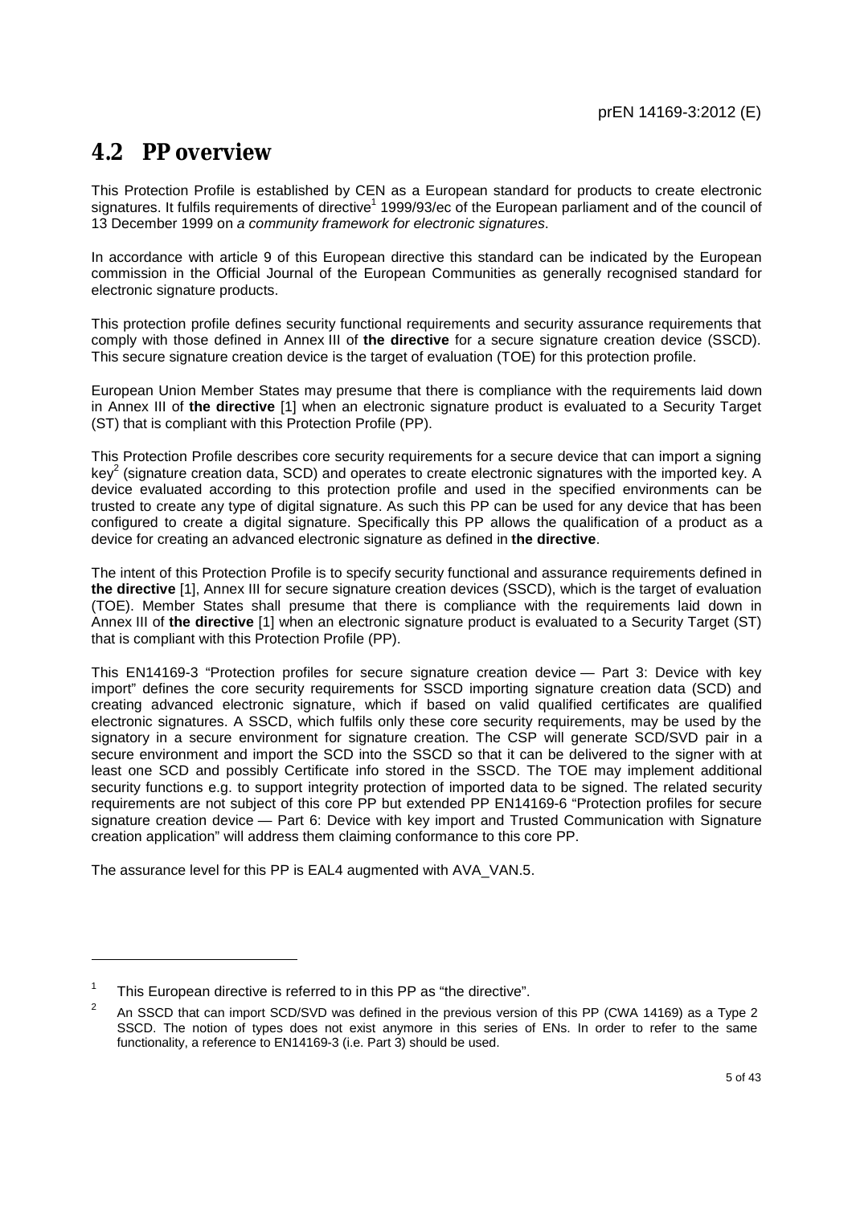## 4.2 PP overview

This Protection Profile is established by CEN as a European standard for products to create electronic signatures. It fulfils requirements of directive[1] 1999/93/ec of the European parliament and of the council of 13 December 1999 on *a community framework for electronic signatures*.

In accordance with article 9 of this European directive this standard can be indicated by the European commission in the Official Journal of the European Communities as generally recognised standard for electronic signature products.

This protection profile defines security functional requirements and security assurance requirements that comply with those defined in Annex III of **the directive** for a secure signature creation device (SSCD). This secure signature creation device is the target of evaluation (TOE) for this protection profile.

European Union Member States may presume that there is compliance with the requirements laid down in Annex III of **the directive** [1] when an electronic signature product is evaluated to a Security Target (ST) that is compliant with this Protection Profile (PP).

This Protection Profile describes core security requirements for a secure device that can import a signing key[2] (signature creation data, SCD) and operates to create electronic signatures with the imported key. A device evaluated according to this protection profile and used in the specified environments can be trusted to create any type of digital signature. As such this PP can be used for any device that has been configured to create a digital signature. Specifically this PP allows the qualification of a product as a device for creating an advanced electronic signature as defined in **the directive**.

The intent of this Protection Profile is to specify security functional and assurance requirements defined in **the directive** [1], Annex III for secure signature creation devices (SSCD), which is the target of evaluation (TOE). Member States shall presume that there is compliance with the requirements laid down in Annex III of **the directive** [1] when an electronic signature product is evaluated to a Security Target (ST) that is compliant with this Protection Profile (PP).

This EN14169-3 "Protection profiles for secure signature creation device — Part 3: Device with key import" defines the core security requirements for SSCD importing signature creation data (SCD) and creating advanced electronic signature, which if based on valid qualified certificates are qualified electronic signatures. A SSCD, which fulfils only these core security requirements, may be used by the signatory in a secure environment for signature creation. The CSP will generate SCD/SVD pair in a secure environment and import the SCD into the SSCD so that it can be delivered to the signer with at least one SCD and possibly Certificate info stored in the SSCD. The TOE may implement additional security functions e.g. to support integrity protection of imported data to be signed. The related security requirements are not subject of this core PP but extended PP EN14169-6 "Protection profiles for secure signature creation device — Part 6: Device with key import and Trusted Communication with Signature creation application" will address them claiming conformance to this core PP.

The assurance level for this PP is EAL4 augmented with AVA_VAN.5.

---

[1] This European directive is referred to in this PP as "the directive".

[2] An SSCD that can import SCD/SVD was defined in the previous version of this PP (CWA 14169) as a Type 2 SSCD. The notion of types does not exist anymore in this series of ENs. In order to refer to the same functionality, a reference to EN14169-3 (i.e. Part 3) should be used.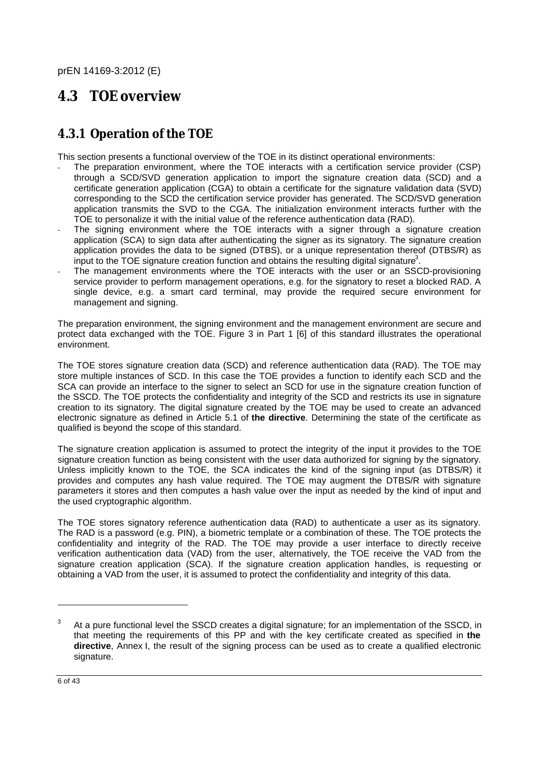## 4.3 TOE overview

### 4.3.1 Operation of the TOE

This section presents a functional overview of the TOE in its distinct operational environments:

- The preparation environment, where the TOE interacts with a certification service provider (CSP) through a SCD/SVD generation application to import the signature creation data (SCD) and a certificate generation application (CGA) to obtain a certificate for the signature validation data (SVD) corresponding to the SCD the certification service provider has generated. The SCD/SVD generation application transmits the SVD to the CGA. The initialization environment interacts further with the TOE to personalize it with the initial value of the reference authentication data (RAD).
- The signing environment where the TOE interacts with a signer through a signature creation application (SCA) to sign data after authenticating the signer as its signatory. The signature creation application provides the data to be signed (DTBS), or a unique representation thereof (DTBS/R) as input to the TOE signature creation function and obtains the resulting digital signature[3].
- The management environments where the TOE interacts with the user or an SSCD-provisioning service provider to perform management operations, e.g. for the signatory to reset a blocked RAD. A single device, e.g. a smart card terminal, may provide the required secure environment for management and signing.

The preparation environment, the signing environment and the management environment are secure and protect data exchanged with the TOE. Figure 3 in Part 1 [6] of this standard illustrates the operational environment.

The TOE stores signature creation data (SCD) and reference authentication data (RAD). The TOE may store multiple instances of SCD. In this case the TOE provides a function to identify each SCD and the SCA can provide an interface to the signer to select an SCD for use in the signature creation function of the SSCD. The TOE protects the confidentiality and integrity of the SCD and restricts its use in signature creation to its signatory. The digital signature created by the TOE may be used to create an advanced electronic signature as defined in Article 5.1 of **the directive**. Determining the state of the certificate as qualified is beyond the scope of this standard.

The signature creation application is assumed to protect the integrity of the input it provides to the TOE signature creation function as being consistent with the user data authorized for signing by the signatory. Unless implicitly known to the TOE, the SCA indicates the kind of the signing input (as DTBS/R) it provides and computes any hash value required. The TOE may augment the DTBS/R with signature parameters it stores and then computes a hash value over the input as needed by the kind of input and the used cryptographic algorithm.

The TOE stores signatory reference authentication data (RAD) to authenticate a user as its signatory. The RAD is a password (e.g. PIN), a biometric template or a combination of these. The TOE protects the confidentiality and integrity of the RAD. The TOE may provide a user interface to directly receive verification authentication data (VAD) from the user, alternatively, the TOE receive the VAD from the signature creation application (SCA). If the signature creation application handles, is requesting or obtaining a VAD from the user, it is assumed to protect the confidentiality and integrity of this data.

---

[3] At a pure functional level the SSCD creates a digital signature; for an implementation of the SSCD, in that meeting the requirements of this PP and with the key certificate created as specified in **the directive**, Annex I, the result of the signing process can be used as to create a qualified electronic signature.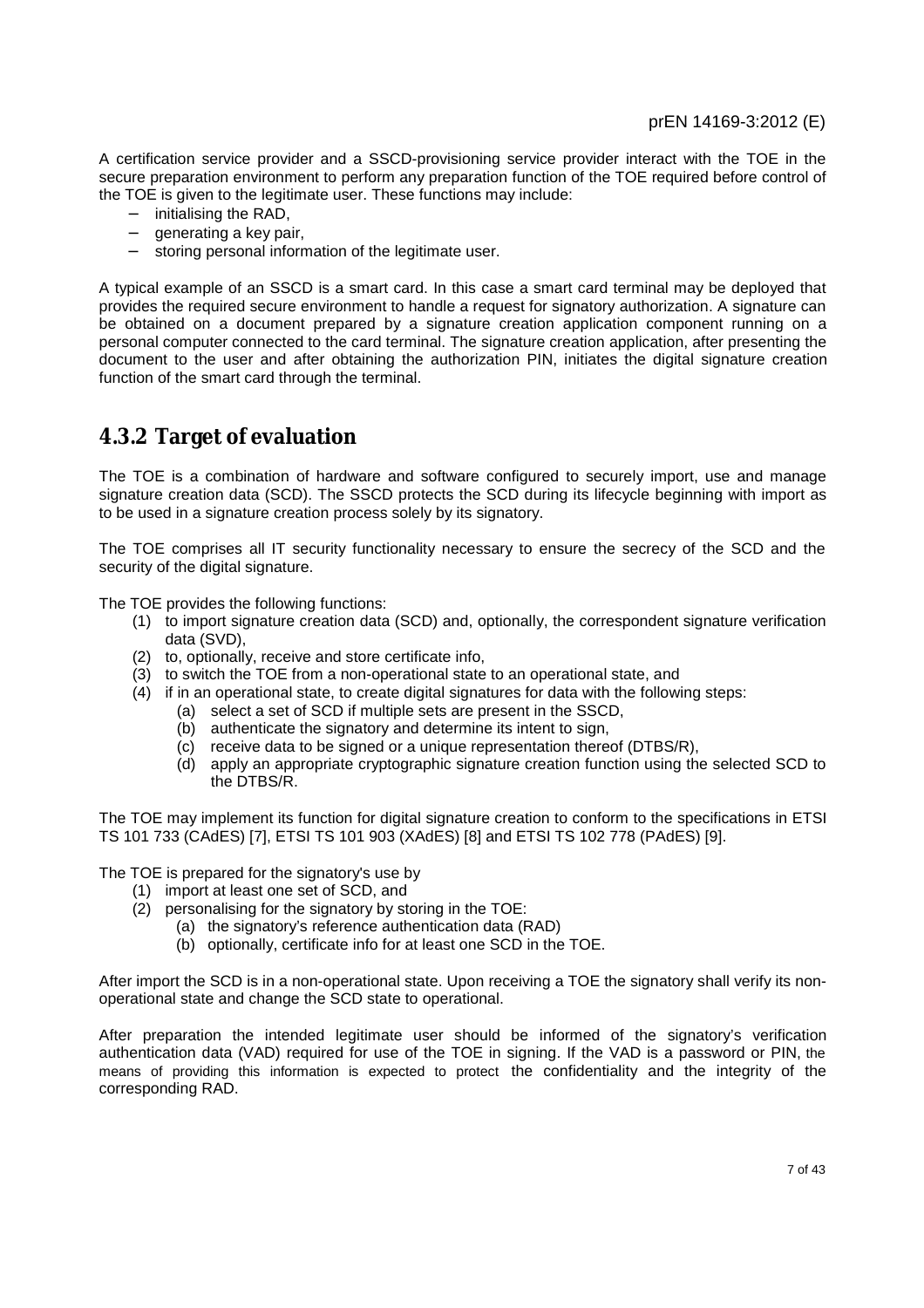A certification service provider and a SSCD-provisioning service provider interact with the TOE in the secure preparation environment to perform any preparation function of the TOE required before control of the TOE is given to the legitimate user. These functions may include:

- initialising the RAD,
- generating a key pair,
- storing personal information of the legitimate user.

A typical example of an SSCD is a smart card. In this case a smart card terminal may be deployed that provides the required secure environment to handle a request for signatory authorization. A signature can be obtained on a document prepared by a signature creation application component running on a personal computer connected to the card terminal. The signature creation application, after presenting the document to the user and after obtaining the authorization PIN, initiates the digital signature creation function of the smart card through the terminal.

## 4.3.2 Target of evaluation

The TOE is a combination of hardware and software configured to securely import, use and manage signature creation data (SCD). The SSCD protects the SCD during its lifecycle beginning with import as to be used in a signature creation process solely by its signatory.

The TOE comprises all IT security functionality necessary to ensure the secrecy of the SCD and the security of the digital signature.

The TOE provides the following functions:

(1) to import signature creation data (SCD) and, optionally, the correspondent signature verification data (SVD),

(2) to, optionally, receive and store certificate info,

(3) to switch the TOE from a non-operational state to an operational state, and

(4) if in an operational state, to create digital signatures for data with the following steps:

  (a) select a set of SCD if multiple sets are present in the SSCD,

  (b) authenticate the signatory and determine its intent to sign,

  (c) receive data to be signed or a unique representation thereof (DTBS/R),

  (d) apply an appropriate cryptographic signature creation function using the selected SCD to the DTBS/R.

The TOE may implement its function for digital signature creation to conform to the specifications in ETSI TS 101 733 (CAdES) [7], ETSI TS 101 903 (XAdES) [8] and ETSI TS 102 778 (PAdES) [9].

The TOE is prepared for the signatory's use by

(1) import at least one set of SCD, and

(2) personalising for the signatory by storing in the TOE:

  (a) the signatory's reference authentication data (RAD)

  (b) optionally, certificate info for at least one SCD in the TOE.

After import the SCD is in a non-operational state. Upon receiving a TOE the signatory shall verify its non-operational state and change the SCD state to operational.

After preparation the intended legitimate user should be informed of the signatory's verification authentication data (VAD) required for use of the TOE in signing. If the VAD is a password or PIN, the means of providing this information is expected to protect the confidentiality and the integrity of the corresponding RAD.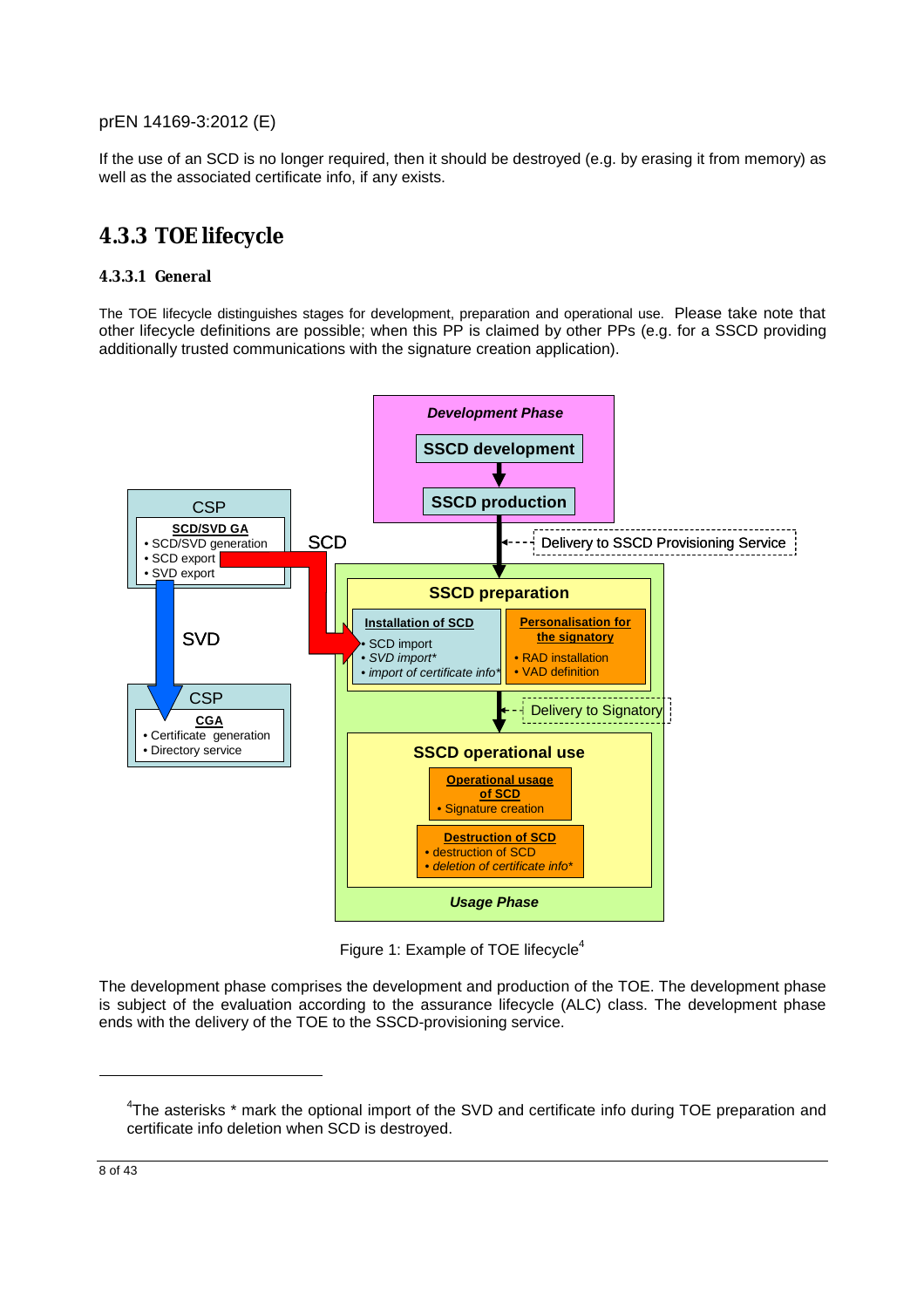If the use of an SCD is no longer required, then it should be destroyed (e.g. by erasing it from memory) as well as the associated certificate info, if any exists.

## 4.3.3 TOE lifecycle

### 4.3.3.1 General

The TOE lifecycle distinguishes stages for development, preparation and operational use. Please take note that other lifecycle definitions are possible; when this PP is claimed by other PPs (e.g. for a SSCD providing additionally trusted communications with the signature creation application).

Figure 1: Example of TOE lifecycle[4]

The development phase comprises the development and production of the TOE. The development phase is subject of the evaluation according to the assurance lifecycle (ALC) class. The development phase ends with the delivery of the TOE to the SSCD-provisioning service.

---

[4]The asterisks * mark the optional import of the SVD and certificate info during TOE preparation and certificate info deletion when SCD is destroyed.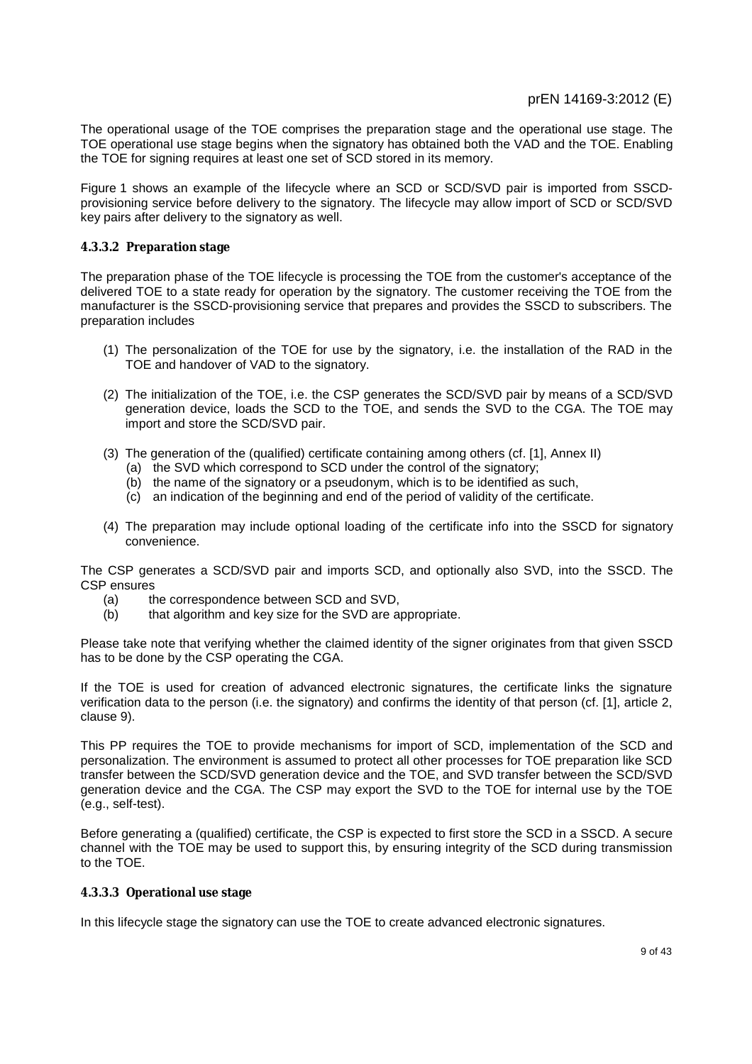The operational usage of the TOE comprises the preparation stage and the operational use stage. The TOE operational use stage begins when the signatory has obtained both the VAD and the TOE. Enabling the TOE for signing requires at least one set of SCD stored in its memory.

Figure 1 shows an example of the lifecycle where an SCD or SCD/SVD pair is imported from SSCD-provisioning service before delivery to the signatory. The lifecycle may allow import of SCD or SCD/SVD key pairs after delivery to the signatory as well.

#### 4.3.3.2 Preparation stage

The preparation phase of the TOE lifecycle is processing the TOE from the customer's acceptance of the delivered TOE to a state ready for operation by the signatory. The customer receiving the TOE from the manufacturer is the SSCD-provisioning service that prepares and provides the SSCD to subscribers. The preparation includes

(1) The personalization of the TOE for use by the signatory, i.e. the installation of the RAD in the TOE and handover of VAD to the signatory.

(2) The initialization of the TOE, i.e. the CSP generates the SCD/SVD pair by means of a SCD/SVD generation device, loads the SCD to the TOE, and sends the SVD to the CGA. The TOE may import and store the SCD/SVD pair.

(3) The generation of the (qualified) certificate containing among others (cf. [1], Annex II)
   (a) the SVD which correspond to SCD under the control of the signatory;
   (b) the name of the signatory or a pseudonym, which is to be identified as such,
   (c) an indication of the beginning and end of the period of validity of the certificate.

(4) The preparation may include optional loading of the certificate info into the SSCD for signatory convenience.

The CSP generates a SCD/SVD pair and imports SCD, and optionally also SVD, into the SSCD. The CSP ensures
   (a) the correspondence between SCD and SVD,
   (b) that algorithm and key size for the SVD are appropriate.

Please take note that verifying whether the claimed identity of the signer originates from that given SSCD has to be done by the CSP operating the CGA.

If the TOE is used for creation of advanced electronic signatures, the certificate links the signature verification data to the person (i.e. the signatory) and confirms the identity of that person (cf. [1], article 2, clause 9).

This PP requires the TOE to provide mechanisms for import of SCD, implementation of the SCD and personalization. The environment is assumed to protect all other processes for TOE preparation like SCD transfer between the SCD/SVD generation device and the TOE, and SVD transfer between the SCD/SVD generation device and the CGA. The CSP may export the SVD to the TOE for internal use by the TOE (e.g., self-test).

Before generating a (qualified) certificate, the CSP is expected to first store the SCD in a SSCD. A secure channel with the TOE may be used to support this, by ensuring integrity of the SCD during transmission to the TOE.

#### 4.3.3.3 Operational use stage

In this lifecycle stage the signatory can use the TOE to create advanced electronic signatures.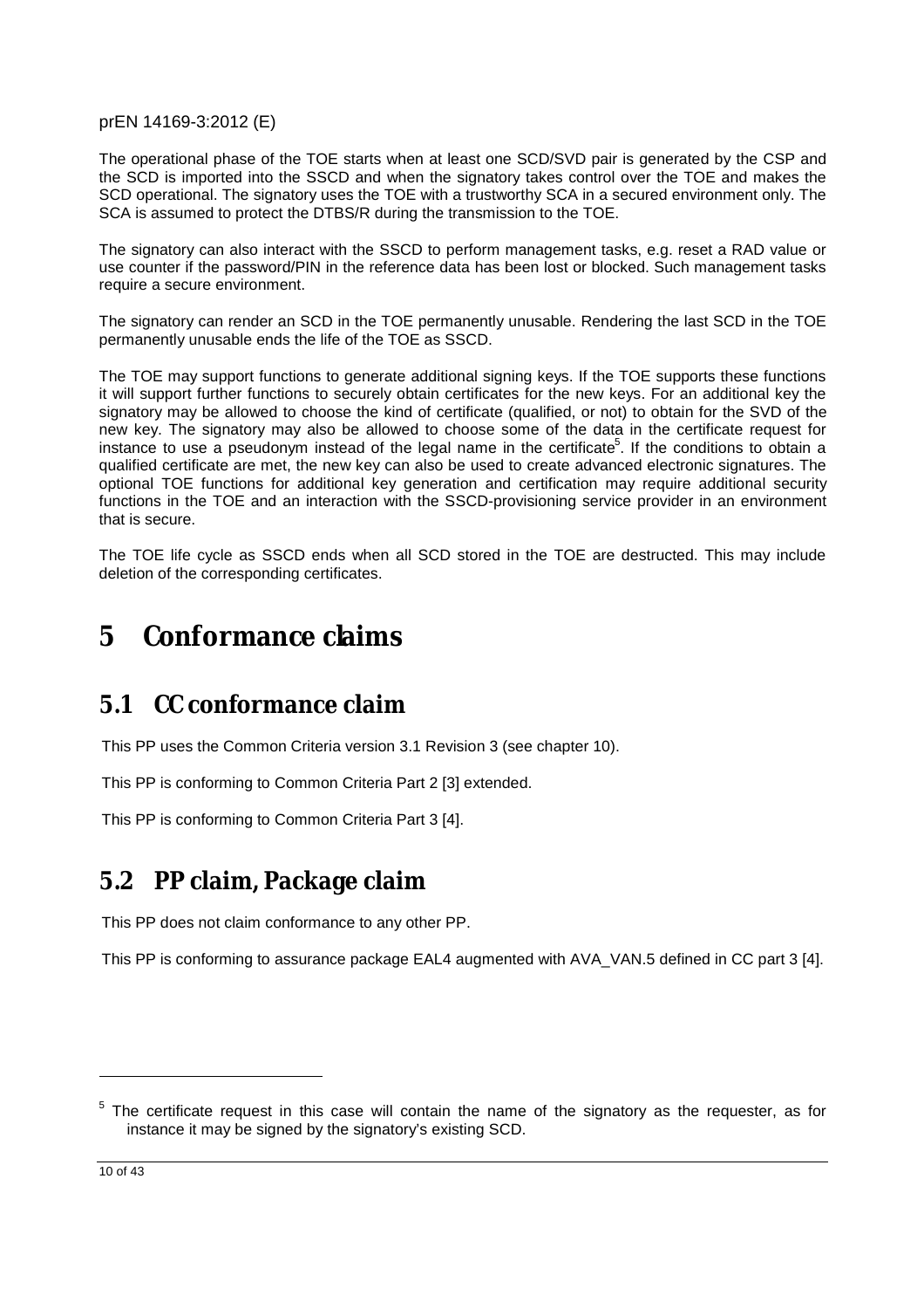The operational phase of the TOE starts when at least one SCD/SVD pair is generated by the CSP and the SCD is imported into the SSCD and when the signatory takes control over the TOE and makes the SCD operational. The signatory uses the TOE with a trustworthy SCA in a secured environment only. The SCA is assumed to protect the DTBS/R during the transmission to the TOE.

The signatory can also interact with the SSCD to perform management tasks, e.g. reset a RAD value or use counter if the password/PIN in the reference data has been lost or blocked. Such management tasks require a secure environment.

The signatory can render an SCD in the TOE permanently unusable. Rendering the last SCD in the TOE permanently unusable ends the life of the TOE as SSCD.

The TOE may support functions to generate additional signing keys. If the TOE supports these functions it will support further functions to securely obtain certificates for the new keys. For an additional key the signatory may be allowed to choose the kind of certificate (qualified, or not) to obtain for the SVD of the new key. The signatory may also be allowed to choose some of the data in the certificate request for instance to use a pseudonym instead of the legal name in the certificate[5]. If the conditions to obtain a qualified certificate are met, the new key can also be used to create advanced electronic signatures. The optional TOE functions for additional key generation and certification may require additional security functions in the TOE and an interaction with the SSCD-provisioning service provider in an environment that is secure.

The TOE life cycle as SSCD ends when all SCD stored in the TOE are destructed. This may include deletion of the corresponding certificates.

# 5 Conformance claims

## 5.1 CC conformance claim

This PP uses the Common Criteria version 3.1 Revision 3 (see chapter 10).

This PP is conforming to Common Criteria Part 2 [3] extended.

This PP is conforming to Common Criteria Part 3 [4].

## 5.2 PP claim, Package claim

This PP does not claim conformance to any other PP.

This PP is conforming to assurance package EAL4 augmented with AVA_VAN.5 defined in CC part 3 [4].

---

[5] The certificate request in this case will contain the name of the signatory as the requester, as for instance it may be signed by the signatory's existing SCD.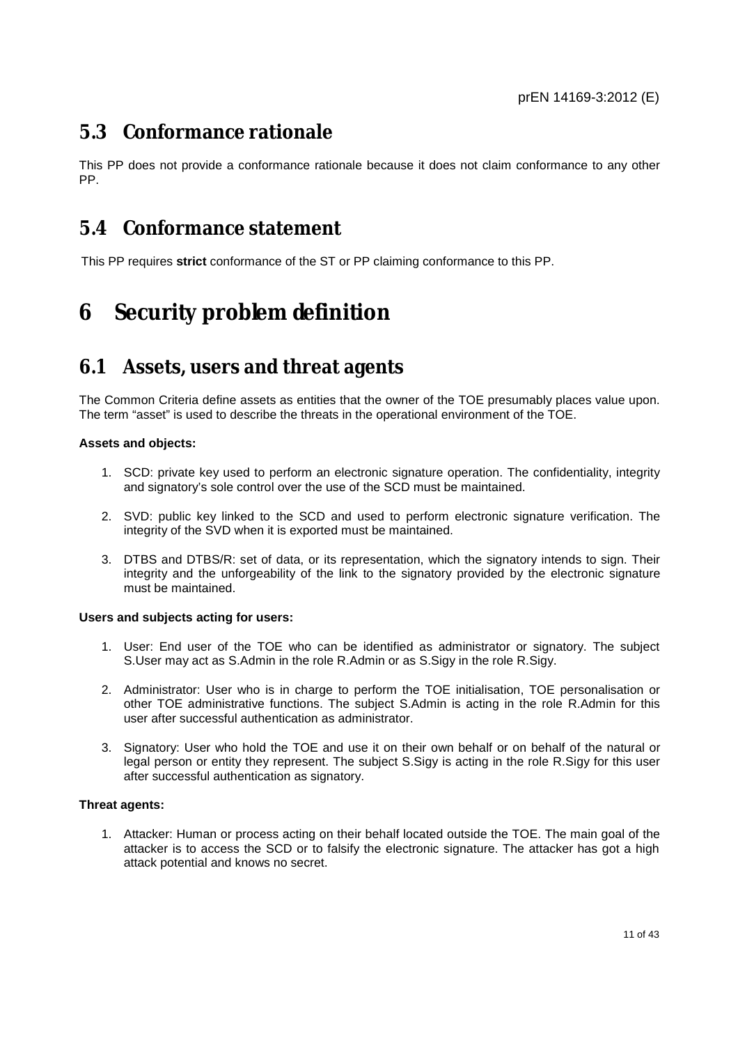## 5.3 Conformance rationale

This PP does not provide a conformance rationale because it does not claim conformance to any other PP.

## 5.4 Conformance statement

This PP requires **strict** conformance of the ST or PP claiming conformance to this PP.

# 6 Security problem definition

## 6.1 Assets, users and threat agents

The Common Criteria define assets as entities that the owner of the TOE presumably places value upon. The term "asset" is used to describe the threats in the operational environment of the TOE.

**Assets and objects:**

1. SCD: private key used to perform an electronic signature operation. The confidentiality, integrity and signatory's sole control over the use of the SCD must be maintained.

2. SVD: public key linked to the SCD and used to perform electronic signature verification. The integrity of the SVD when it is exported must be maintained.

3. DTBS and DTBS/R: set of data, or its representation, which the signatory intends to sign. Their integrity and the unforgeability of the link to the signatory provided by the electronic signature must be maintained.

**Users and subjects acting for users:**

1. User: End user of the TOE who can be identified as administrator or signatory. The subject S.User may act as S.Admin in the role R.Admin or as S.Sigy in the role R.Sigy.

2. Administrator: User who is in charge to perform the TOE initialisation, TOE personalisation or other TOE administrative functions. The subject S.Admin is acting in the role R.Admin for this user after successful authentication as administrator.

3. Signatory: User who hold the TOE and use it on their own behalf or on behalf of the natural or legal person or entity they represent. The subject S.Sigy is acting in the role R.Sigy for this user after successful authentication as signatory.

**Threat agents:**

1. Attacker: Human or process acting on their behalf located outside the TOE. The main goal of the attacker is to access the SCD or to falsify the electronic signature. The attacker has got a high attack potential and knows no secret.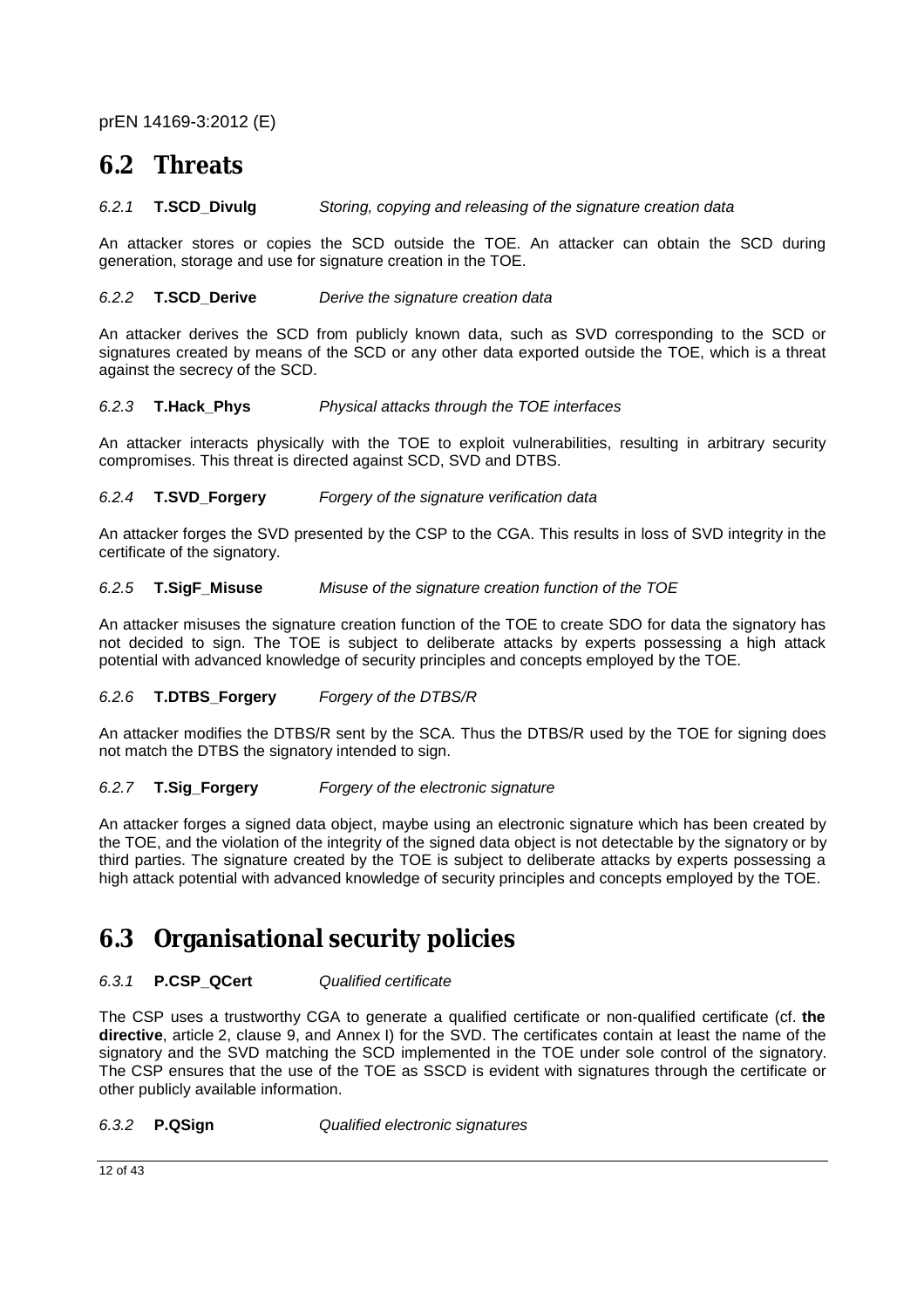## 6.2 Threats

#### *6.2.1* **T.SCD_Divulg** *Storing, copying and releasing of the signature creation data*

An attacker stores or copies the SCD outside the TOE. An attacker can obtain the SCD during generation, storage and use for signature creation in the TOE.

#### *6.2.2* **T.SCD_Derive** *Derive the signature creation data*

An attacker derives the SCD from publicly known data, such as SVD corresponding to the SCD or signatures created by means of the SCD or any other data exported outside the TOE, which is a threat against the secrecy of the SCD.

#### *6.2.3* **T.Hack_Phys** *Physical attacks through the TOE interfaces*

An attacker interacts physically with the TOE to exploit vulnerabilities, resulting in arbitrary security compromises. This threat is directed against SCD, SVD and DTBS.

#### *6.2.4* **T.SVD_Forgery** *Forgery of the signature verification data*

An attacker forges the SVD presented by the CSP to the CGA. This results in loss of SVD integrity in the certificate of the signatory.

#### *6.2.5* **T.SigF_Misuse** *Misuse of the signature creation function of the TOE*

An attacker misuses the signature creation function of the TOE to create SDO for data the signatory has not decided to sign. The TOE is subject to deliberate attacks by experts possessing a high attack potential with advanced knowledge of security principles and concepts employed by the TOE.

#### *6.2.6* **T.DTBS_Forgery** *Forgery of the DTBS/R*

An attacker modifies the DTBS/R sent by the SCA. Thus the DTBS/R used by the TOE for signing does not match the DTBS the signatory intended to sign.

#### *6.2.7* **T.Sig_Forgery** *Forgery of the electronic signature*

An attacker forges a signed data object, maybe using an electronic signature which has been created by the TOE, and the violation of the integrity of the signed data object is not detectable by the signatory or by third parties. The signature created by the TOE is subject to deliberate attacks by experts possessing a high attack potential with advanced knowledge of security principles and concepts employed by the TOE.

## 6.3 Organisational security policies

#### *6.3.1* **P.CSP_QCert** *Qualified certificate*

The CSP uses a trustworthy CGA to generate a qualified certificate or non-qualified certificate (cf. **the directive**, article 2, clause 9, and Annex I) for the SVD. The certificates contain at least the name of the signatory and the SVD matching the SCD implemented in the TOE under sole control of the signatory. The CSP ensures that the use of the TOE as SSCD is evident with signatures through the certificate or other publicly available information.

#### *6.3.2* **P.QSign** *Qualified electronic signatures*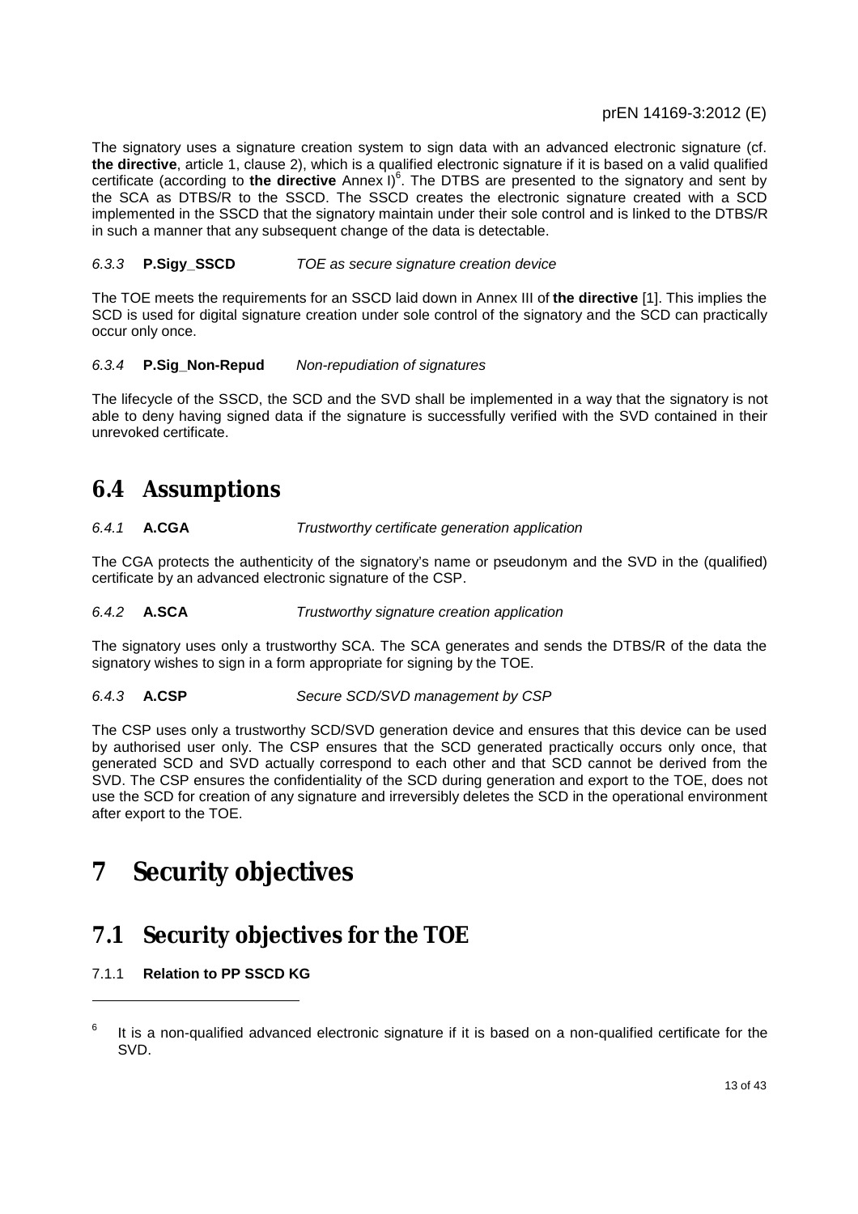The signatory uses a signature creation system to sign data with an advanced electronic signature (cf. **the directive**, article 1, clause 2), which is a qualified electronic signature if it is based on a valid qualified certificate (according to **the directive** Annex I)[6]. The DTBS are presented to the signatory and sent by the SCA as DTBS/R to the SSCD. The SSCD creates the electronic signature created with a SCD implemented in the SSCD that the signatory maintain under their sole control and is linked to the DTBS/R in such a manner that any subsequent change of the data is detectable.

#### *6.3.3* **P.Sigy_SSCD** *TOE as secure signature creation device*

The TOE meets the requirements for an SSCD laid down in Annex III of **the directive** [1]. This implies the SCD is used for digital signature creation under sole control of the signatory and the SCD can practically occur only once.

#### *6.3.4* **P.Sig_Non-Repud** *Non-repudiation of signatures*

The lifecycle of the SSCD, the SCD and the SVD shall be implemented in a way that the signatory is not able to deny having signed data if the signature is successfully verified with the SVD contained in their unrevoked certificate.

## 6.4 Assumptions

#### *6.4.1* **A.CGA** *Trustworthy certificate generation application*

The CGA protects the authenticity of the signatory's name or pseudonym and the SVD in the (qualified) certificate by an advanced electronic signature of the CSP.

#### *6.4.2* **A.SCA** *Trustworthy signature creation application*

The signatory uses only a trustworthy SCA. The SCA generates and sends the DTBS/R of the data the signatory wishes to sign in a form appropriate for signing by the TOE.

#### *6.4.3* **A.CSP** *Secure SCD/SVD management by CSP*

The CSP uses only a trustworthy SCD/SVD generation device and ensures that this device can be used by authorised user only. The CSP ensures that the SCD generated practically occurs only once, that generated SCD and SVD actually correspond to each other and that SCD cannot be derived from the SVD. The CSP ensures the confidentiality of the SCD during generation and export to the TOE, does not use the SCD for creation of any signature and irreversibly deletes the SCD in the operational environment after export to the TOE.

# 7 Security objectives

## 7.1 Security objectives for the TOE

#### 7.1.1 **Relation to PP SSCD KG**

---

[6] It is a non-qualified advanced electronic signature if it is based on a non-qualified certificate for the SVD.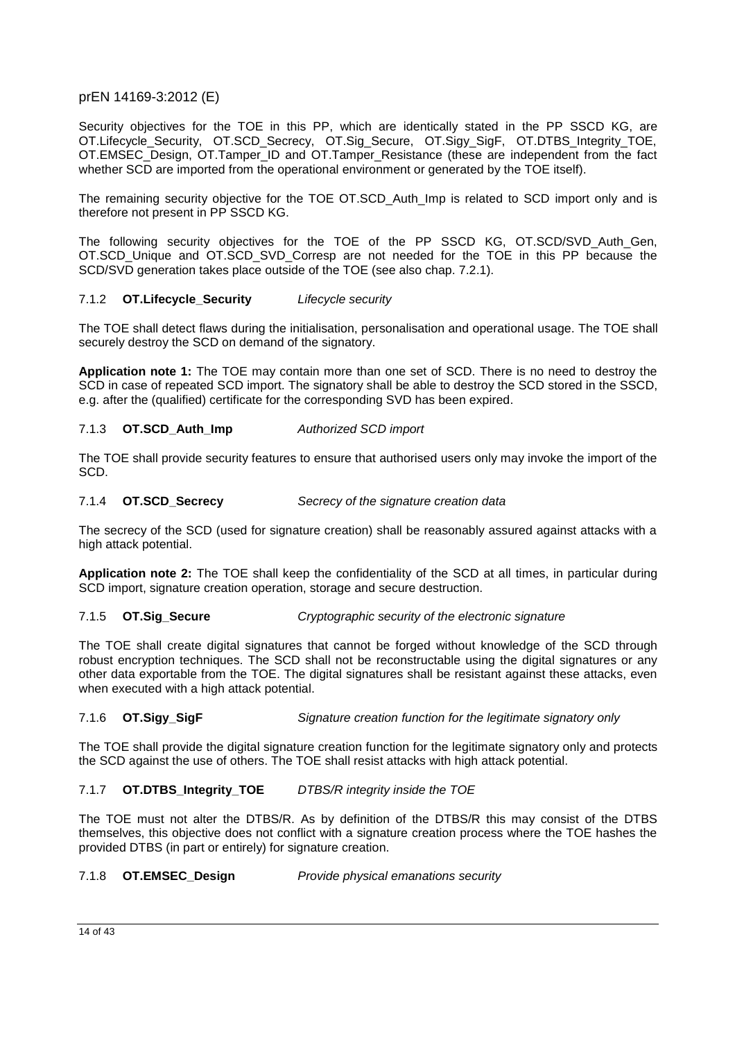Security objectives for the TOE in this PP, which are identically stated in the PP SSCD KG, are OT.Lifecycle_Security, OT.SCD_Secrecy, OT.Sig_Secure, OT.Sigy_SigF, OT.DTBS_Integrity_TOE, OT.EMSEC_Design, OT.Tamper_ID and OT.Tamper_Resistance (these are independent from the fact whether SCD are imported from the operational environment or generated by the TOE itself).

The remaining security objective for the TOE OT.SCD_Auth_Imp is related to SCD import only and is therefore not present in PP SSCD KG.

The following security objectives for the TOE of the PP SSCD KG, OT.SCD/SVD_Auth_Gen, OT.SCD_Unique and OT.SCD_SVD_Corresp are not needed for the TOE in this PP because the SCD/SVD generation takes place outside of the TOE (see also chap. 7.2.1).

### 7.1.2 **OT.Lifecycle_Security** *Lifecycle security*

The TOE shall detect flaws during the initialisation, personalisation and operational usage. The TOE shall securely destroy the SCD on demand of the signatory.

**Application note 1:** The TOE may contain more than one set of SCD. There is no need to destroy the SCD in case of repeated SCD import. The signatory shall be able to destroy the SCD stored in the SSCD, e.g. after the (qualified) certificate for the corresponding SVD has been expired.

### 7.1.3 **OT.SCD_Auth_Imp** *Authorized SCD import*

The TOE shall provide security features to ensure that authorised users only may invoke the import of the SCD.

### 7.1.4 **OT.SCD_Secrecy** *Secrecy of the signature creation data*

The secrecy of the SCD (used for signature creation) shall be reasonably assured against attacks with a high attack potential.

**Application note 2:** The TOE shall keep the confidentiality of the SCD at all times, in particular during SCD import, signature creation operation, storage and secure destruction.

### 7.1.5 **OT.Sig_Secure** *Cryptographic security of the electronic signature*

The TOE shall create digital signatures that cannot be forged without knowledge of the SCD through robust encryption techniques. The SCD shall not be reconstructable using the digital signatures or any other data exportable from the TOE. The digital signatures shall be resistant against these attacks, even when executed with a high attack potential.

### 7.1.6 **OT.Sigy_SigF** *Signature creation function for the legitimate signatory only*

The TOE shall provide the digital signature creation function for the legitimate signatory only and protects the SCD against the use of others. The TOE shall resist attacks with high attack potential.

### 7.1.7 **OT.DTBS_Integrity_TOE** *DTBS/R integrity inside the TOE*

The TOE must not alter the DTBS/R. As by definition of the DTBS/R this may consist of the DTBS themselves, this objective does not conflict with a signature creation process where the TOE hashes the provided DTBS (in part or entirely) for signature creation.

### 7.1.8 **OT.EMSEC_Design** *Provide physical emanations security*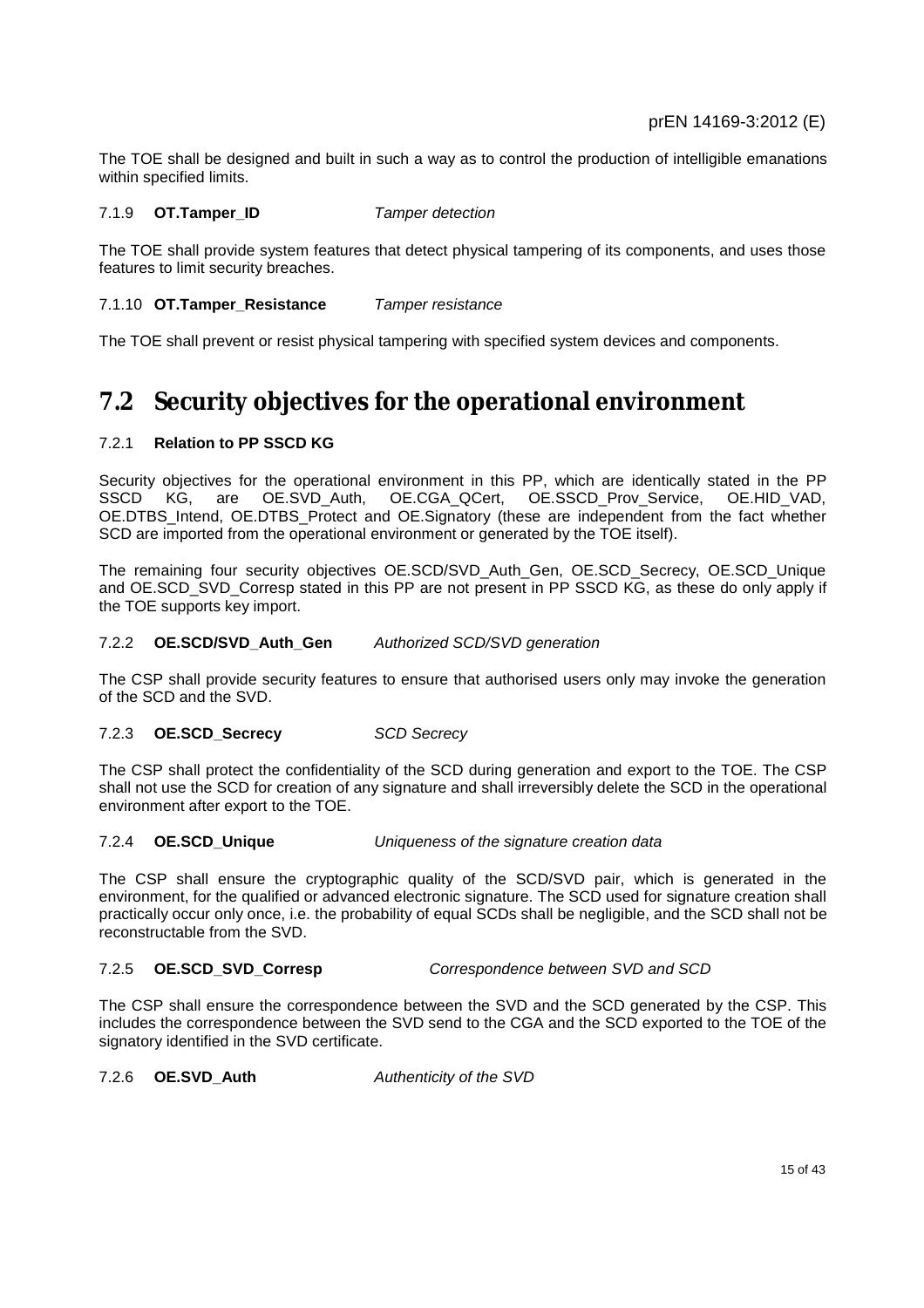The TOE shall be designed and built in such a way as to control the production of intelligible emanations within specified limits.

#### 7.1.9 **OT.Tamper_ID** *Tamper detection*

The TOE shall provide system features that detect physical tampering of its components, and uses those features to limit security breaches.

#### 7.1.10 **OT.Tamper_Resistance** *Tamper resistance*

The TOE shall prevent or resist physical tampering with specified system devices and components.

## 7.2 Security objectives for the operational environment

#### 7.2.1 **Relation to PP SSCD KG**

Security objectives for the operational environment in this PP, which are identically stated in the PP SSCD KG, are OE.SVD_Auth, OE.CGA_QCert, OE.SSCD_Prov_Service, OE.HID_VAD, OE.DTBS_Intend, OE.DTBS_Protect and OE.Signatory (these are independent from the fact whether SCD are imported from the operational environment or generated by the TOE itself).

The remaining four security objectives OE.SCD/SVD_Auth_Gen, OE.SCD_Secrecy, OE.SCD_Unique and OE.SCD_SVD_Corresp stated in this PP are not present in PP SSCD KG, as these do only apply if the TOE supports key import.

#### 7.2.2 **OE.SCD/SVD_Auth_Gen** *Authorized SCD/SVD generation*

The CSP shall provide security features to ensure that authorised users only may invoke the generation of the SCD and the SVD.

#### 7.2.3 **OE.SCD_Secrecy** *SCD Secrecy*

The CSP shall protect the confidentiality of the SCD during generation and export to the TOE. The CSP shall not use the SCD for creation of any signature and shall irreversibly delete the SCD in the operational environment after export to the TOE.

#### 7.2.4 **OE.SCD_Unique** *Uniqueness of the signature creation data*

The CSP shall ensure the cryptographic quality of the SCD/SVD pair, which is generated in the environment, for the qualified or advanced electronic signature. The SCD used for signature creation shall practically occur only once, i.e. the probability of equal SCDs shall be negligible, and the SCD shall not be reconstructable from the SVD.

#### 7.2.5 **OE.SCD_SVD_Corresp** *Correspondence between SVD and SCD*

The CSP shall ensure the correspondence between the SVD and the SCD generated by the CSP. This includes the correspondence between the SVD send to the CGA and the SCD exported to the TOE of the signatory identified in the SVD certificate.

#### 7.2.6 **OE.SVD_Auth** *Authenticity of the SVD*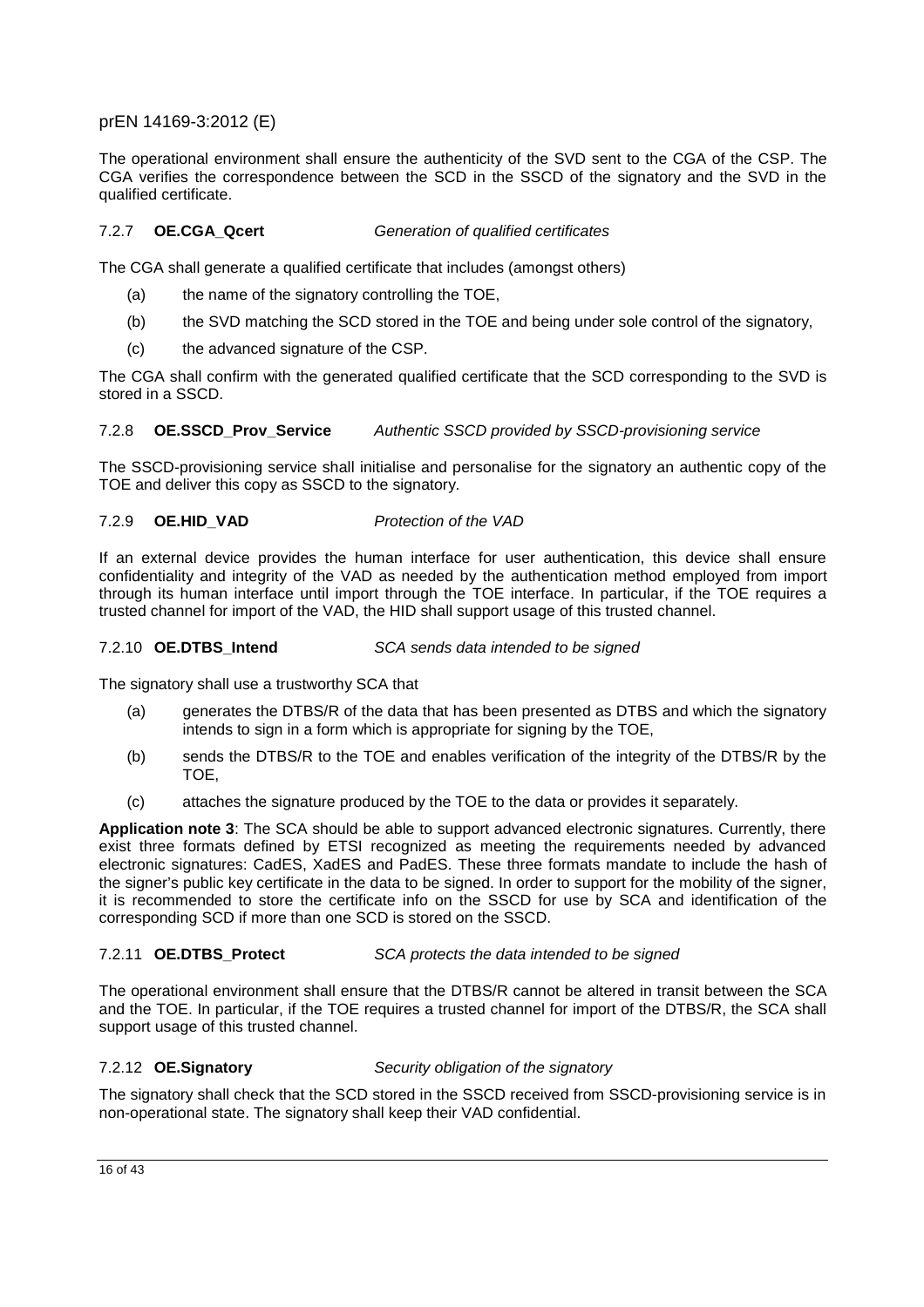The operational environment shall ensure the authenticity of the SVD sent to the CGA of the CSP. The CGA verifies the correspondence between the SCD in the SSCD of the signatory and the SVD in the qualified certificate.

### 7.2.7 **OE.CGA_Qcert** *Generation of qualified certificates*

The CGA shall generate a qualified certificate that includes (amongst others)

(a) the name of the signatory controlling the TOE,

(b) the SVD matching the SCD stored in the TOE and being under sole control of the signatory,

(c) the advanced signature of the CSP.

The CGA shall confirm with the generated qualified certificate that the SCD corresponding to the SVD is stored in a SSCD.

### 7.2.8 **OE.SSCD_Prov_Service** *Authentic SSCD provided by SSCD-provisioning service*

The SSCD-provisioning service shall initialise and personalise for the signatory an authentic copy of the TOE and deliver this copy as SSCD to the signatory.

### 7.2.9 **OE.HID_VAD** *Protection of the VAD*

If an external device provides the human interface for user authentication, this device shall ensure confidentiality and integrity of the VAD as needed by the authentication method employed from import through its human interface until import through the TOE interface. In particular, if the TOE requires a trusted channel for import of the VAD, the HID shall support usage of this trusted channel.

### 7.2.10 **OE.DTBS_Intend** *SCA sends data intended to be signed*

The signatory shall use a trustworthy SCA that

(a) generates the DTBS/R of the data that has been presented as DTBS and which the signatory intends to sign in a form which is appropriate for signing by the TOE,

(b) sends the DTBS/R to the TOE and enables verification of the integrity of the DTBS/R by the TOE,

(c) attaches the signature produced by the TOE to the data or provides it separately.

**Application note 3**: The SCA should be able to support advanced electronic signatures. Currently, there exist three formats defined by ETSI recognized as meeting the requirements needed by advanced electronic signatures: CadES, XadES and PadES. These three formats mandate to include the hash of the signer's public key certificate in the data to be signed. In order to support for the mobility of the signer, it is recommended to store the certificate info on the SSCD for use by SCA and identification of the corresponding SCD if more than one SCD is stored on the SSCD.

### 7.2.11 **OE.DTBS_Protect** *SCA protects the data intended to be signed*

The operational environment shall ensure that the DTBS/R cannot be altered in transit between the SCA and the TOE. In particular, if the TOE requires a trusted channel for import of the DTBS/R, the SCA shall support usage of this trusted channel.

### 7.2.12 **OE.Signatory** *Security obligation of the signatory*

The signatory shall check that the SCD stored in the SSCD received from SSCD-provisioning service is in non-operational state. The signatory shall keep their VAD confidential.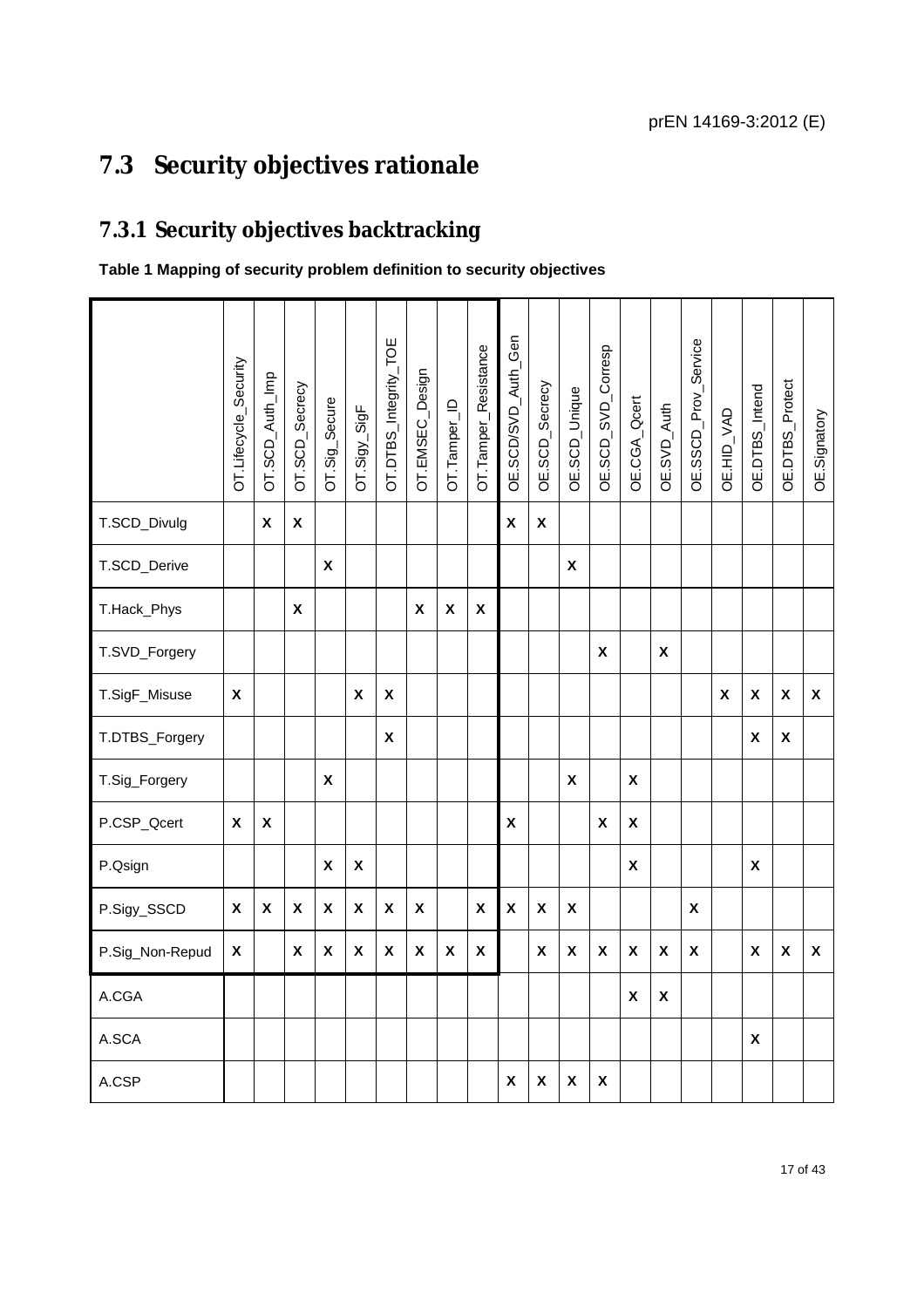## 7.3 Security objectives rationale

### 7.3.1 Security objectives backtracking

**Table 1 Mapping of security problem definition to security objectives**

| | OT.Lifecycle_Security | OT.SCD_Auth_Imp | OT.SCD_Secrecy | OT.Sig_Secure | OT.Sigy_SigF | OT.DTBS_Integrity_TOE | OT.EMSEC_Design | OT.Tamper_ID | OT.Tamper_Resistance | OE.SCD/SVD_Auth_Gen | OE.SCD_Secrecy | OE.SCD_Unique | OE.SCD_SVD_Corresp | OE.CGA_Qcert | OE.SVD_Auth | OE.SSCD_Prov_Service | OE.HID_VAD | OE.DTBS_Intend | OE.DTBS_Protect | OE.Signatory |
|---|---|---|---|---|---|---|---|---|---|---|---|---|---|---|---|---|---|---|---|---|
| T.SCD_Divulg | | X | X | | | | | | | X | X | | | | | | | | | |
| T.SCD_Derive | | | | X | | | | | | | | X | | | | | | | | |
| T.Hack_Phys | | | X | | | | X | X | X | | | | | | | | | | | |
| T.SVD_Forgery | | | | | | | | | | | | | X | | X | | | | | |
| T.SigF_Misuse | X | | | | X | X | | | | | | | | | | | X | X | X | X |
| T.DTBS_Forgery | | | | | | X | | | | | | | | | | | | X | X | |
| T.Sig_Forgery | | | | X | | | | | | | | X | | X | | | | | | |
| P.CSP_Qcert | X | X | | | | | | | | X | | | X | X | | | | | | |
| P.Qsign | | | | X | X | | | | | | | | | X | | | | X | | |
| P.Sigy_SSCD | X | X | X | X | X | X | X | | X | X | X | X | | | | X | | | | |
| P.Sig_Non-Repud | X | | X | X | X | X | X | X | X | | X | X | X | X | X | X | | X | X | X |
| A.CGA | | | | | | | | | | | | | | X | X | | | | | |
| A.SCA | | | | | | | | | | | | | | | | | | X | | |
| A.CSP | | | | | | | | | | X | X | X | X | | | | | | | |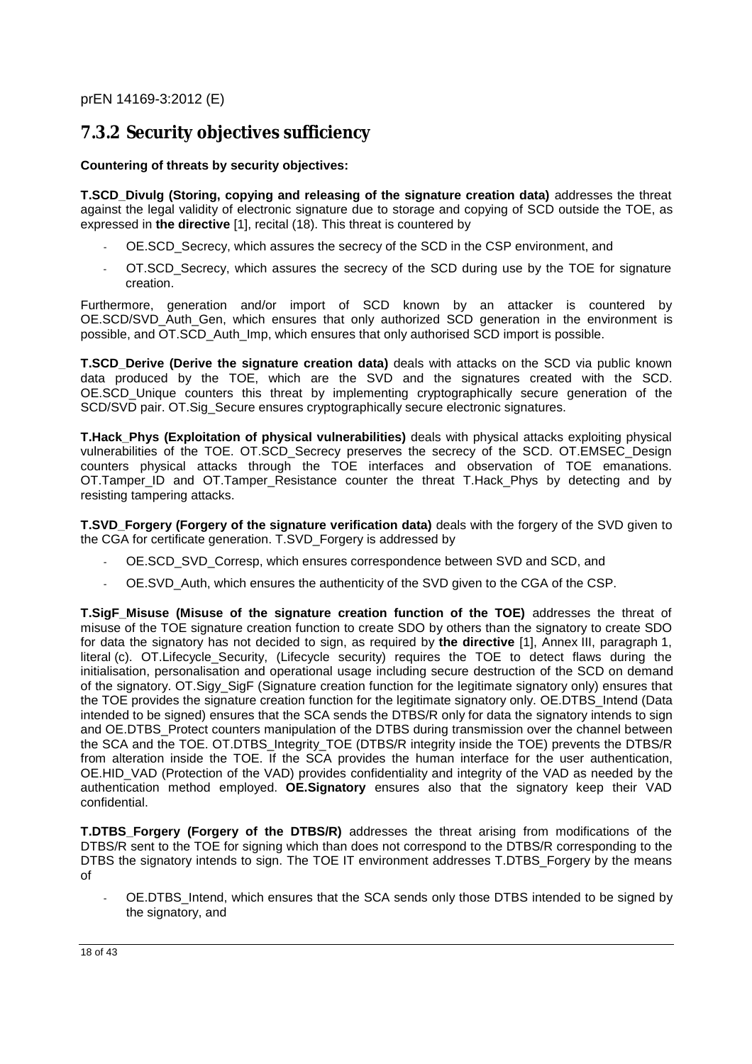### 7.3.2 Security objectives sufficiency

**Countering of threats by security objectives:**

**T.SCD_Divulg (Storing, copying and releasing of the signature creation data)** addresses the threat against the legal validity of electronic signature due to storage and copying of SCD outside the TOE, as expressed in **the directive** [1], recital (18). This threat is countered by

- OE.SCD_Secrecy, which assures the secrecy of the SCD in the CSP environment, and
- OT.SCD_Secrecy, which assures the secrecy of the SCD during use by the TOE for signature creation.

Furthermore, generation and/or import of SCD known by an attacker is countered by OE.SCD/SVD_Auth_Gen, which ensures that only authorized SCD generation in the environment is possible, and OT.SCD_Auth_Imp, which ensures that only authorised SCD import is possible.

**T.SCD_Derive (Derive the signature creation data)** deals with attacks on the SCD via public known data produced by the TOE, which are the SVD and the signatures created with the SCD. OE.SCD_Unique counters this threat by implementing cryptographically secure generation of the SCD/SVD pair. OT.Sig_Secure ensures cryptographically secure electronic signatures.

**T.Hack_Phys (Exploitation of physical vulnerabilities)** deals with physical attacks exploiting physical vulnerabilities of the TOE. OT.SCD_Secrecy preserves the secrecy of the SCD. OT.EMSEC_Design counters physical attacks through the TOE interfaces and observation of TOE emanations. OT.Tamper_ID and OT.Tamper_Resistance counter the threat T.Hack_Phys by detecting and by resisting tampering attacks.

**T.SVD_Forgery (Forgery of the signature verification data)** deals with the forgery of the SVD given to the CGA for certificate generation. T.SVD_Forgery is addressed by

- OE.SCD_SVD_Corresp, which ensures correspondence between SVD and SCD, and
- OE.SVD_Auth, which ensures the authenticity of the SVD given to the CGA of the CSP.

**T.SigF_Misuse (Misuse of the signature creation function of the TOE)** addresses the threat of misuse of the TOE signature creation function to create SDO by others than the signatory to create SDO for data the signatory has not decided to sign, as required by **the directive** [1], Annex III, paragraph 1, literal (c). OT.Lifecycle_Security, (Lifecycle security) requires the TOE to detect flaws during the initialisation, personalisation and operational usage including secure destruction of the SCD on demand of the signatory. OT.Sigy_SigF (Signature creation function for the legitimate signatory only) ensures that the TOE provides the signature creation function for the legitimate signatory only. OE.DTBS_Intend (Data intended to be signed) ensures that the SCA sends the DTBS/R only for data the signatory intends to sign and OE.DTBS_Protect counters manipulation of the DTBS during transmission over the channel between the SCA and the TOE. OT.DTBS_Integrity_TOE (DTBS/R integrity inside the TOE) prevents the DTBS/R from alteration inside the TOE. If the SCA provides the human interface for the user authentication, OE.HID_VAD (Protection of the VAD) provides confidentiality and integrity of the VAD as needed by the authentication method employed. **OE.Signatory** ensures also that the signatory keep their VAD confidential.

**T.DTBS_Forgery (Forgery of the DTBS/R)** addresses the threat arising from modifications of the DTBS/R sent to the TOE for signing which than does not correspond to the DTBS/R corresponding to the DTBS the signatory intends to sign. The TOE IT environment addresses T.DTBS_Forgery by the means of

- OE.DTBS_Intend, which ensures that the SCA sends only those DTBS intended to be signed by the signatory, and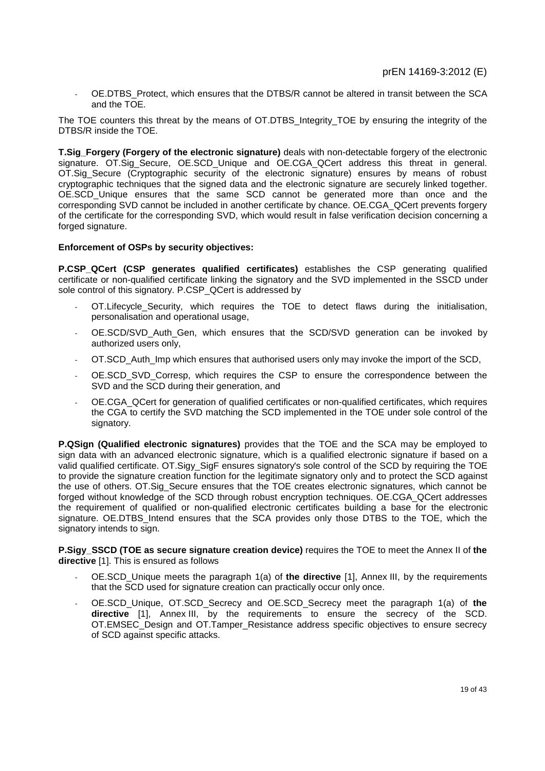- OE.DTBS_Protect, which ensures that the DTBS/R cannot be altered in transit between the SCA and the TOE.

The TOE counters this threat by the means of OT.DTBS_Integrity_TOE by ensuring the integrity of the DTBS/R inside the TOE.

**T.Sig_Forgery (Forgery of the electronic signature)** deals with non-detectable forgery of the electronic signature. OT.Sig_Secure, OE.SCD_Unique and OE.CGA_QCert address this threat in general. OT.Sig_Secure (Cryptographic security of the electronic signature) ensures by means of robust cryptographic techniques that the signed data and the electronic signature are securely linked together. OE.SCD_Unique ensures that the same SCD cannot be generated more than once and the corresponding SVD cannot be included in another certificate by chance. OE.CGA_QCert prevents forgery of the certificate for the corresponding SVD, which would result in false verification decision concerning a forged signature.

**Enforcement of OSPs by security objectives:**

**P.CSP_QCert (CSP generates qualified certificates)** establishes the CSP generating qualified certificate or non-qualified certificate linking the signatory and the SVD implemented in the SSCD under sole control of this signatory. P.CSP_QCert is addressed by

- OT.Lifecycle_Security, which requires the TOE to detect flaws during the initialisation, personalisation and operational usage,
- OE.SCD/SVD_Auth_Gen, which ensures that the SCD/SVD generation can be invoked by authorized users only,
- OT.SCD_Auth_Imp which ensures that authorised users only may invoke the import of the SCD,
- OE.SCD_SVD_Corresp, which requires the CSP to ensure the correspondence between the SVD and the SCD during their generation, and
- OE.CGA_QCert for generation of qualified certificates or non-qualified certificates, which requires the CGA to certify the SVD matching the SCD implemented in the TOE under sole control of the signatory.

**P.QSign (Qualified electronic signatures)** provides that the TOE and the SCA may be employed to sign data with an advanced electronic signature, which is a qualified electronic signature if based on a valid qualified certificate. OT.Sigy_SigF ensures signatory's sole control of the SCD by requiring the TOE to provide the signature creation function for the legitimate signatory only and to protect the SCD against the use of others. OT.Sig_Secure ensures that the TOE creates electronic signatures, which cannot be forged without knowledge of the SCD through robust encryption techniques. OE.CGA_QCert addresses the requirement of qualified or non-qualified electronic certificates building a base for the electronic signature. OE.DTBS_Intend ensures that the SCA provides only those DTBS to the TOE, which the signatory intends to sign.

**P.Sigy_SSCD (TOE as secure signature creation device)** requires the TOE to meet the Annex II of **the directive** [1]. This is ensured as follows

- OE.SCD_Unique meets the paragraph 1(a) of **the directive** [1], Annex III, by the requirements that the SCD used for signature creation can practically occur only once.
- OE.SCD_Unique, OT.SCD_Secrecy and OE.SCD_Secrecy meet the paragraph 1(a) of **the directive** [1], Annex III, by the requirements to ensure the secrecy of the SCD. OT.EMSEC_Design and OT.Tamper_Resistance address specific objectives to ensure secrecy of SCD against specific attacks.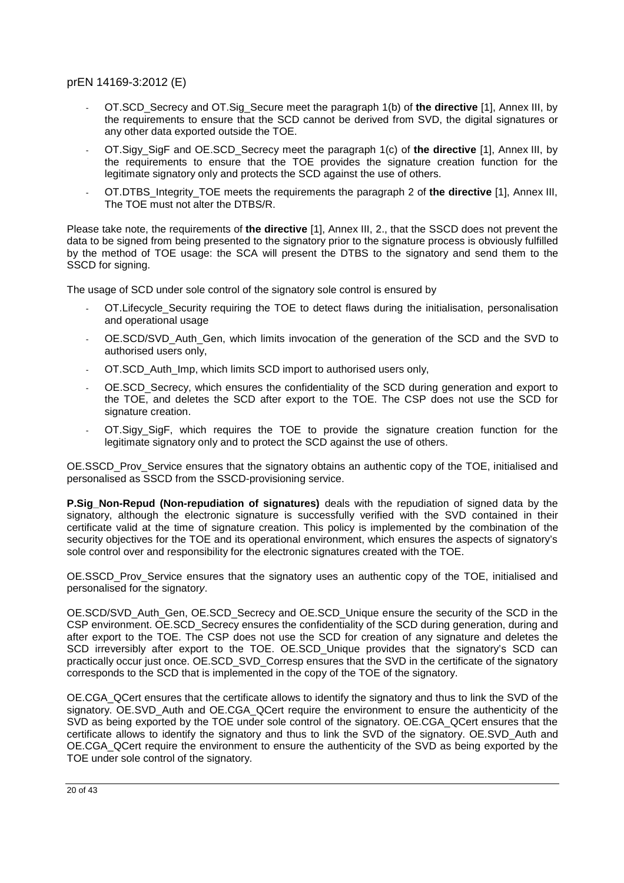- OT.SCD_Secrecy and OT.Sig_Secure meet the paragraph 1(b) of **the directive** [1], Annex III, by the requirements to ensure that the SCD cannot be derived from SVD, the digital signatures or any other data exported outside the TOE.
- OT.Sigy_SigF and OE.SCD_Secrecy meet the paragraph 1(c) of **the directive** [1], Annex III, by the requirements to ensure that the TOE provides the signature creation function for the legitimate signatory only and protects the SCD against the use of others.
- OT.DTBS_Integrity_TOE meets the requirements the paragraph 2 of **the directive** [1], Annex III, The TOE must not alter the DTBS/R.

Please take note, the requirements of **the directive** [1], Annex III, 2., that the SSCD does not prevent the data to be signed from being presented to the signatory prior to the signature process is obviously fulfilled by the method of TOE usage: the SCA will present the DTBS to the signatory and send them to the SSCD for signing.

The usage of SCD under sole control of the signatory sole control is ensured by

- OT.Lifecycle_Security requiring the TOE to detect flaws during the initialisation, personalisation and operational usage
- OE.SCD/SVD_Auth_Gen, which limits invocation of the generation of the SCD and the SVD to authorised users only,
- OT.SCD_Auth_Imp, which limits SCD import to authorised users only,
- OE.SCD_Secrecy, which ensures the confidentiality of the SCD during generation and export to the TOE, and deletes the SCD after export to the TOE. The CSP does not use the SCD for signature creation.
- OT.Sigy_SigF, which requires the TOE to provide the signature creation function for the legitimate signatory only and to protect the SCD against the use of others.

OE.SSCD_Prov_Service ensures that the signatory obtains an authentic copy of the TOE, initialised and personalised as SSCD from the SSCD-provisioning service.

**P.Sig_Non-Repud (Non-repudiation of signatures)** deals with the repudiation of signed data by the signatory, although the electronic signature is successfully verified with the SVD contained in their certificate valid at the time of signature creation. This policy is implemented by the combination of the security objectives for the TOE and its operational environment, which ensures the aspects of signatory's sole control over and responsibility for the electronic signatures created with the TOE.

OE.SSCD_Prov_Service ensures that the signatory uses an authentic copy of the TOE, initialised and personalised for the signator*y*.

OE.SCD/SVD_Auth_Gen, OE.SCD_Secrecy and OE.SCD_Unique ensure the security of the SCD in the CSP environment. OE.SCD_Secrecy ensures the confidentiality of the SCD during generation, during and after export to the TOE. The CSP does not use the SCD for creation of any signature and deletes the SCD irreversibly after export to the TOE. OE.SCD_Unique provides that the signatory's SCD can practically occur just once. OE.SCD_SVD_Corresp ensures that the SVD in the certificate of the signatory corresponds to the SCD that is implemented in the copy of the TOE of the signatory.

OE.CGA_QCert ensures that the certificate allows to identify the signatory and thus to link the SVD of the signatory. OE.SVD_Auth and OE.CGA_QCert require the environment to ensure the authenticity of the SVD as being exported by the TOE under sole control of the signatory. OE.CGA_QCert ensures that the certificate allows to identify the signatory and thus to link the SVD of the signatory. OE.SVD_Auth and OE.CGA_QCert require the environment to ensure the authenticity of the SVD as being exported by the TOE under sole control of the signatory.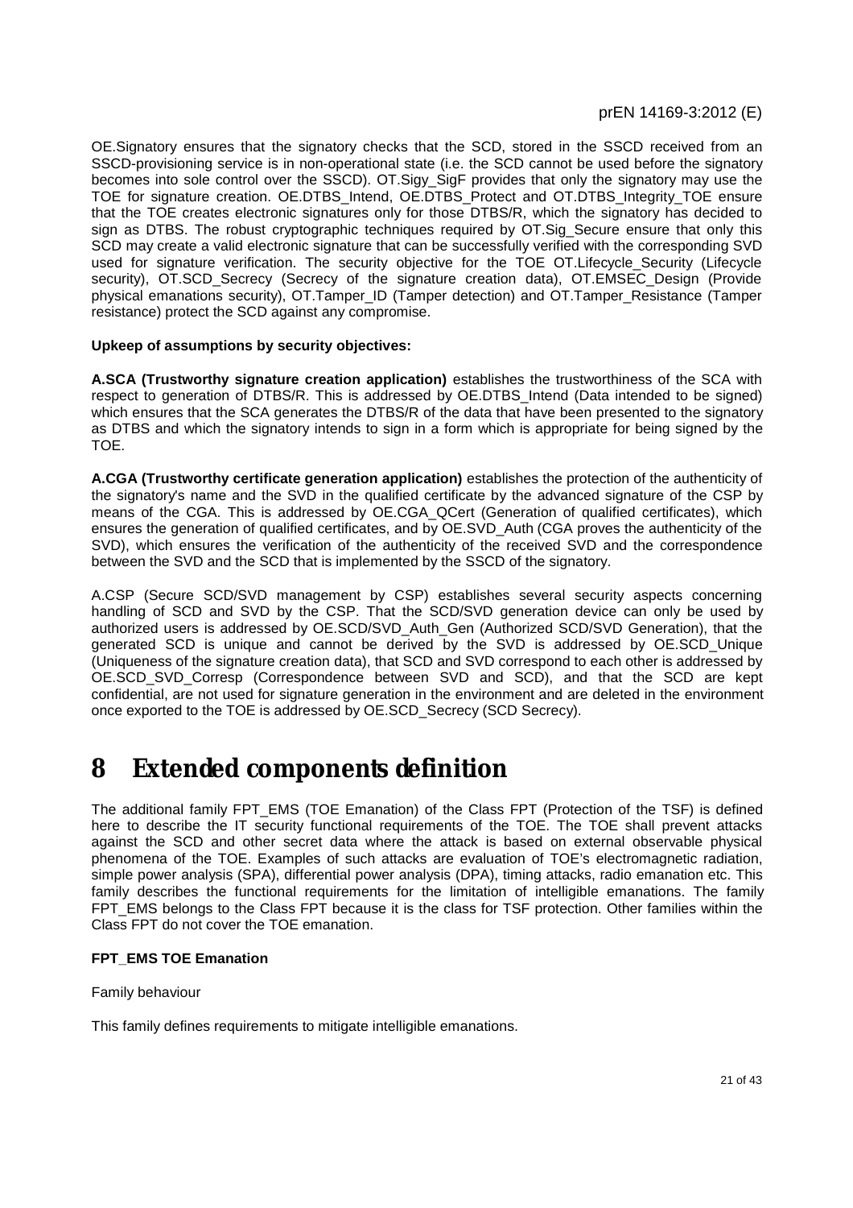OE.Signatory ensures that the signatory checks that the SCD, stored in the SSCD received from an SSCD-provisioning service is in non-operational state (i.e. the SCD cannot be used before the signatory becomes into sole control over the SSCD). OT.Sigy_SigF provides that only the signatory may use the TOE for signature creation. OE.DTBS_Intend, OE.DTBS_Protect and OT.DTBS_Integrity_TOE ensure that the TOE creates electronic signatures only for those DTBS/R, which the signatory has decided to sign as DTBS. The robust cryptographic techniques required by OT.Sig_Secure ensure that only this SCD may create a valid electronic signature that can be successfully verified with the corresponding SVD used for signature verification. The security objective for the TOE OT.Lifecycle_Security (Lifecycle security), OT.SCD_Secrecy (Secrecy of the signature creation data), OT.EMSEC_Design (Provide physical emanations security), OT.Tamper_ID (Tamper detection) and OT.Tamper_Resistance (Tamper resistance) protect the SCD against any compromise.

**Upkeep of assumptions by security objectives:**

**A.SCA (Trustworthy signature creation application)** establishes the trustworthiness of the SCA with respect to generation of DTBS/R. This is addressed by OE.DTBS_Intend (Data intended to be signed) which ensures that the SCA generates the DTBS/R of the data that have been presented to the signatory as DTBS and which the signatory intends to sign in a form which is appropriate for being signed by the TOE.

**A.CGA (Trustworthy certificate generation application)** establishes the protection of the authenticity of the signatory's name and the SVD in the qualified certificate by the advanced signature of the CSP by means of the CGA. This is addressed by OE.CGA_QCert (Generation of qualified certificates), which ensures the generation of qualified certificates, and by OE.SVD_Auth (CGA proves the authenticity of the SVD), which ensures the verification of the authenticity of the received SVD and the correspondence between the SVD and the SCD that is implemented by the SSCD of the signatory.

A.CSP (Secure SCD/SVD management by CSP) establishes several security aspects concerning handling of SCD and SVD by the CSP. That the SCD/SVD generation device can only be used by authorized users is addressed by OE.SCD/SVD_Auth_Gen (Authorized SCD/SVD Generation), that the generated SCD is unique and cannot be derived by the SVD is addressed by OE.SCD_Unique (Uniqueness of the signature creation data), that SCD and SVD correspond to each other is addressed by OE.SCD_SVD_Corresp (Correspondence between SVD and SCD), and that the SCD are kept confidential, are not used for signature generation in the environment and are deleted in the environment once exported to the TOE is addressed by OE.SCD_Secrecy (SCD Secrecy).

# 8 Extended components definition

The additional family FPT_EMS (TOE Emanation) of the Class FPT (Protection of the TSF) is defined here to describe the IT security functional requirements of the TOE. The TOE shall prevent attacks against the SCD and other secret data where the attack is based on external observable physical phenomena of the TOE. Examples of such attacks are evaluation of TOE's electromagnetic radiation, simple power analysis (SPA), differential power analysis (DPA), timing attacks, radio emanation etc. This family describes the functional requirements for the limitation of intelligible emanations. The family FPT_EMS belongs to the Class FPT because it is the class for TSF protection. Other families within the Class FPT do not cover the TOE emanation.

**FPT_EMS TOE Emanation**

Family behaviour

This family defines requirements to mitigate intelligible emanations.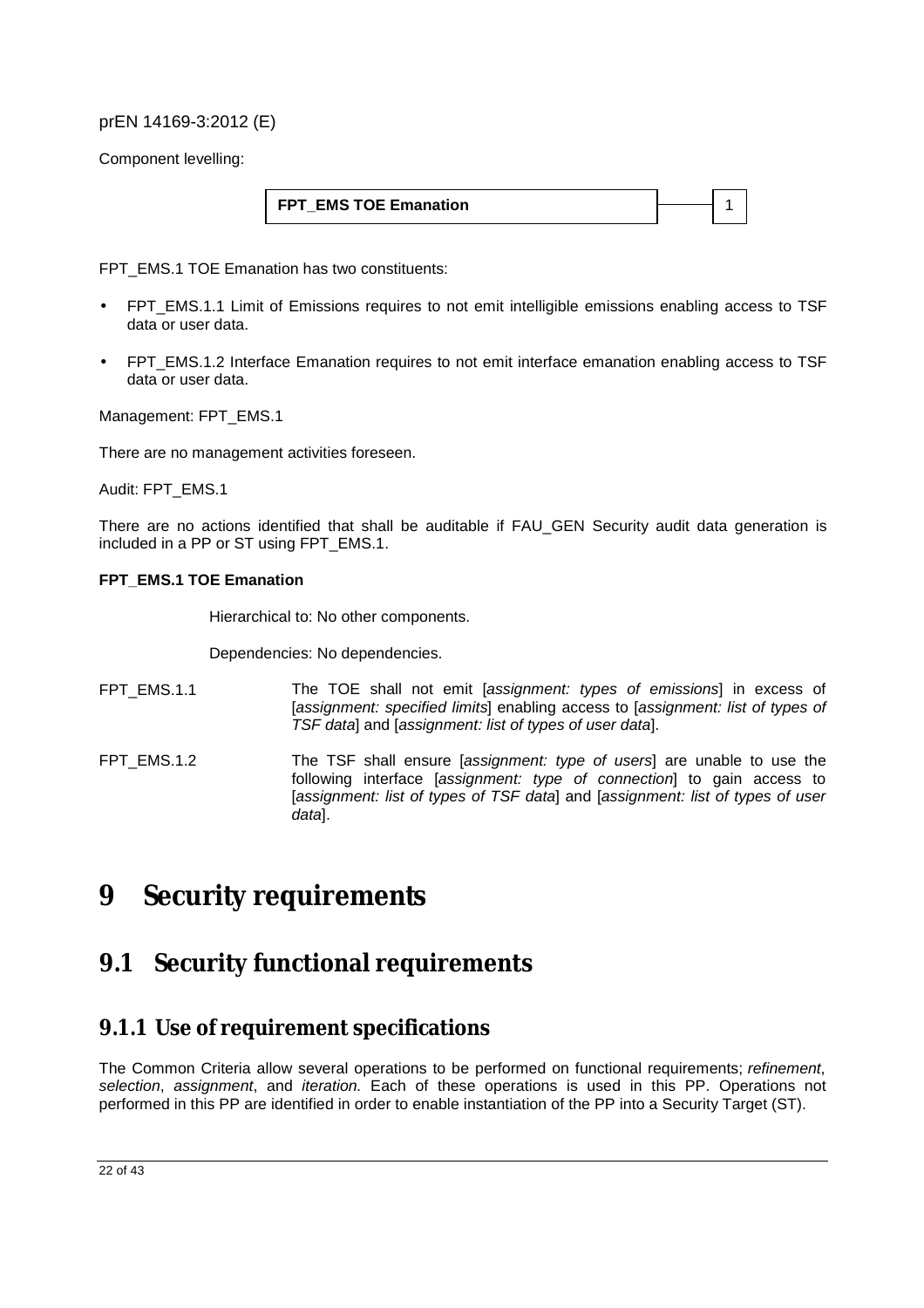Component levelling:

| FPT_EMS TOE Emanation | 1 |
| --- | --- |

FPT_EMS.1 TOE Emanation has two constituents:

- FPT_EMS.1.1 Limit of Emissions requires to not emit intelligible emissions enabling access to TSF data or user data.
- FPT_EMS.1.2 Interface Emanation requires to not emit interface emanation enabling access to TSF data or user data.

Management: FPT_EMS.1

There are no management activities foreseen.

Audit: FPT_EMS.1

There are no actions identified that shall be auditable if FAU_GEN Security audit data generation is included in a PP or ST using FPT_EMS.1.

**FPT_EMS.1 TOE Emanation**

Hierarchical to: No other components.

Dependencies: No dependencies.

FPT_EMS.1.1 The TOE shall not emit [*assignment: types of emissions*] in excess of [*assignment: specified limits*] enabling access to [*assignment: list of types of TSF data*] and [*assignment: list of types of user data*].

FPT_EMS.1.2 The TSF shall ensure [*assignment: type of users*] are unable to use the following interface [*assignment: type of connection*] to gain access to [*assignment: list of types of TSF data*] and [*assignment: list of types of user data*].

# 9 Security requirements

## 9.1 Security functional requirements

### 9.1.1 Use of requirement specifications

The Common Criteria allow several operations to be performed on functional requirements; *refinement*, *selection*, *assignment*, and *iteration.* Each of these operations is used in this PP. Operations not performed in this PP are identified in order to enable instantiation of the PP into a Security Target (ST).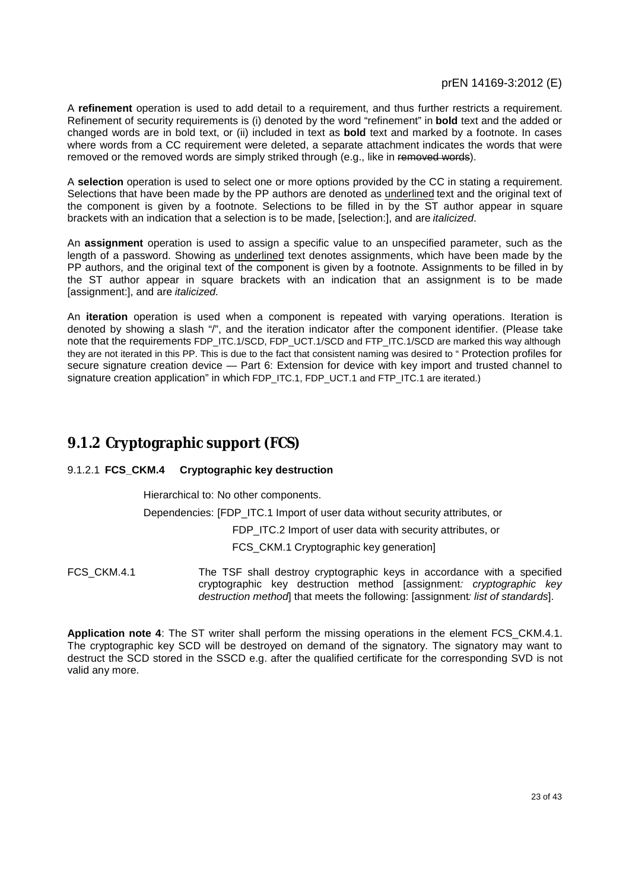A **refinement** operation is used to add detail to a requirement, and thus further restricts a requirement. Refinement of security requirements is (i) denoted by the word "refinement" in **bold** text and the added or changed words are in bold text, or (ii) included in text as **bold** text and marked by a footnote. In cases where words from a CC requirement were deleted, a separate attachment indicates the words that were removed or the removed words are simply striked through (e.g., like in ~~removed words~~).

A **selection** operation is used to select one or more options provided by the CC in stating a requirement. Selections that have been made by the PP authors are denoted as <u>underlined</u> text and the original text of the component is given by a footnote. Selections to be filled in by the ST author appear in square brackets with an indication that a selection is to be made, [selection:], and are *italicized*.

An **assignment** operation is used to assign a specific value to an unspecified parameter, such as the length of a password. Showing as <u>underlined</u> text denotes assignments, which have been made by the PP authors, and the original text of the component is given by a footnote. Assignments to be filled in by the ST author appear in square brackets with an indication that an assignment is to be made [assignment:], and are *italicized*.

An **iteration** operation is used when a component is repeated with varying operations. Iteration is denoted by showing a slash "/", and the iteration indicator after the component identifier. (Please take note that the requirements FDP_ITC.1/SCD, FDP_UCT.1/SCD and FTP_ITC.1/SCD are marked this way although they are not iterated in this PP. This is due to the fact that consistent naming was desired to " Protection profiles for secure signature creation device — Part 6: Extension for device with key import and trusted channel to signature creation application" in which FDP_ITC.1, FDP_UCT.1 and FTP_ITC.1 are iterated.)

## 9.1.2 Cryptographic support (FCS)

### 9.1.2.1 FCS_CKM.4 Cryptographic key destruction

Hierarchical to: No other components.

Dependencies: [FDP_ITC.1 Import of user data without security attributes, or
FDP_ITC.2 Import of user data with security attributes, or
FCS_CKM.1 Cryptographic key generation]

FCS_CKM.4.1 The TSF shall destroy cryptographic keys in accordance with a specified cryptographic key destruction method [assignment*: cryptographic key destruction method*] that meets the following: [assignment*: list of standards*].

**Application note 4**: The ST writer shall perform the missing operations in the element FCS_CKM.4.1. The cryptographic key SCD will be destroyed on demand of the signatory. The signatory may want to destruct the SCD stored in the SSCD e.g. after the qualified certificate for the corresponding SVD is not valid any more.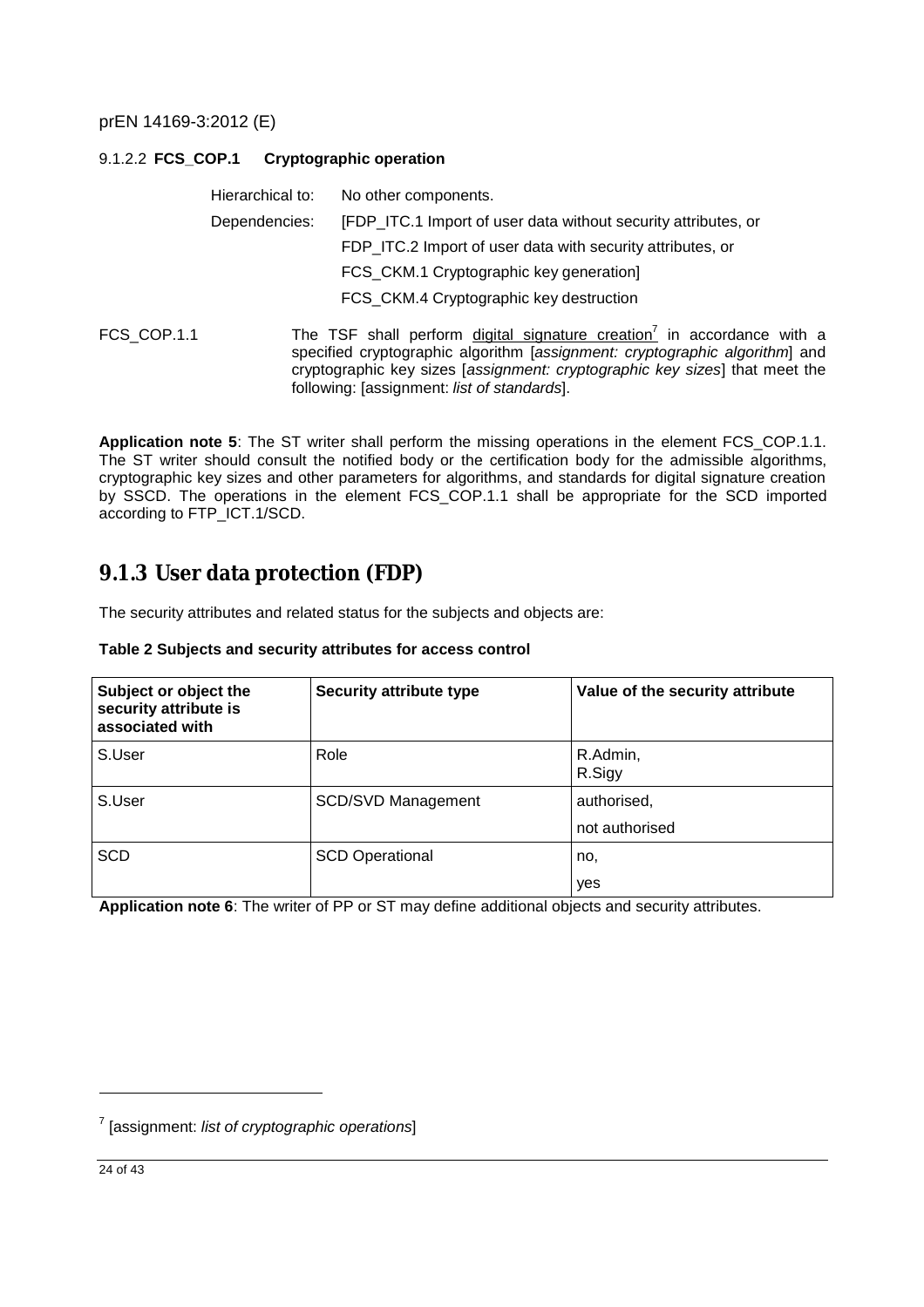#### 9.1.2.2 **FCS_COP.1 Cryptographic operation**

Hierarchical to: No other components.

Dependencies: [FDP_ITC.1 Import of user data without security attributes, or
FDP_ITC.2 Import of user data with security attributes, or
FCS_CKM.1 Cryptographic key generation]
FCS_CKM.4 Cryptographic key destruction

FCS_COP.1.1 The TSF shall perform <u>digital signature creation</u>[7] in accordance with a specified cryptographic algorithm [*assignment: cryptographic algorithm*] and cryptographic key sizes [*assignment: cryptographic key sizes*] that meet the following: [assignment: *list of standards*].

**Application note 5**: The ST writer shall perform the missing operations in the element FCS_COP.1.1. The ST writer should consult the notified body or the certification body for the admissible algorithms, cryptographic key sizes and other parameters for algorithms, and standards for digital signature creation by SSCD. The operations in the element FCS_COP.1.1 shall be appropriate for the SCD imported according to FTP_ICT.1/SCD.

### 9.1.3 User data protection (FDP)

The security attributes and related status for the subjects and objects are:

**Table 2 Subjects and security attributes for access control**

| Subject or object the security attribute is associated with | Security attribute type | Value of the security attribute |
|---|---|---|
| S.User | Role | R.Admin, R.Sigy |
| S.User | SCD/SVD Management | authorised, not authorised |
| SCD | SCD Operational | no, yes |

**Application note 6**: The writer of PP or ST may define additional objects and security attributes.

---

[7] [assignment: *list of cryptographic operations*]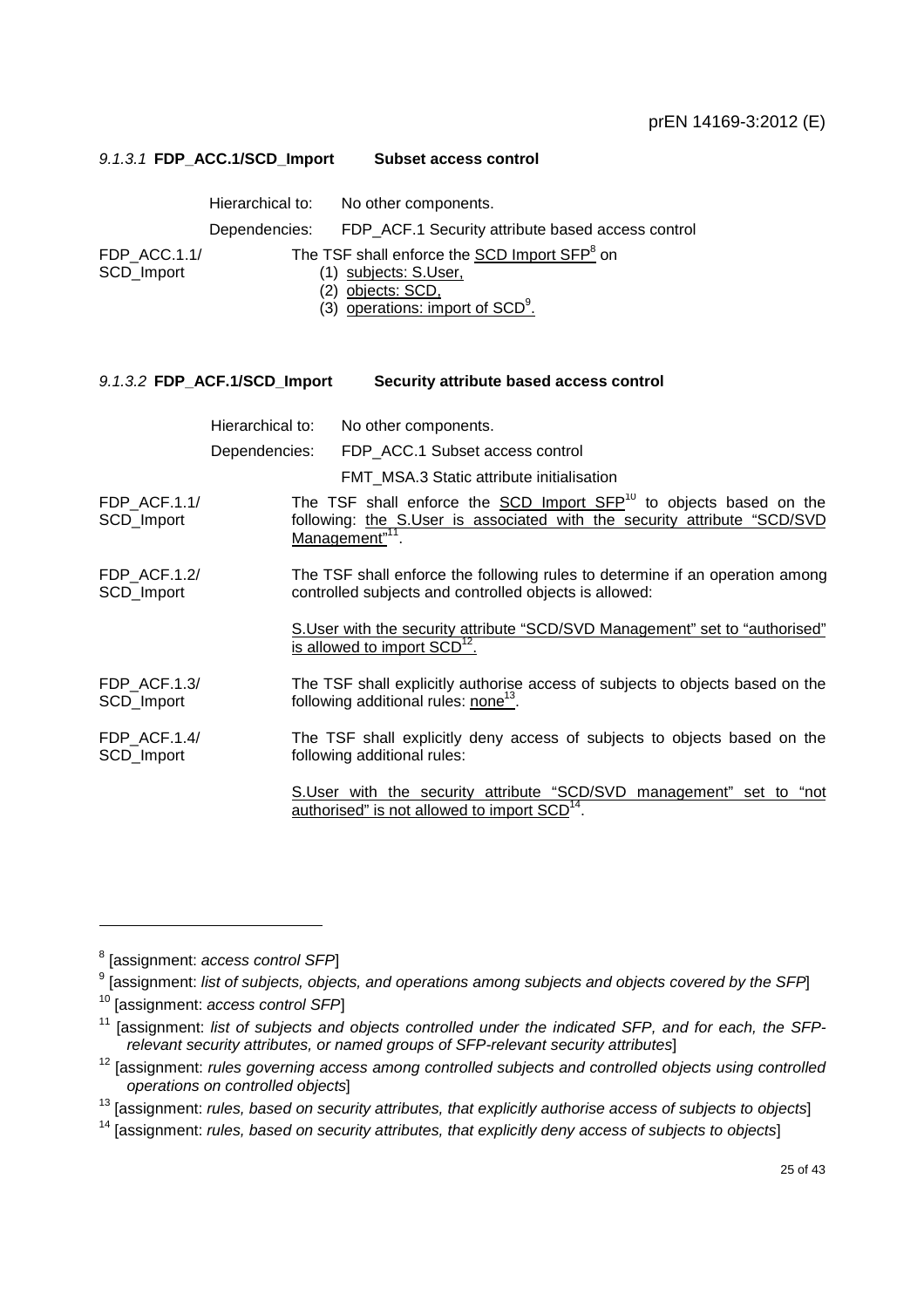#### *9.1.3.1* **FDP_ACC.1/SCD_Import Subset access control**

Hierarchical to: No other components.

Dependencies: FDP_ACF.1 Security attribute based access control

FDP_ACC.1.1/ SCD_Import — The TSF shall enforce the SCD Import SFP[8] on

(1) subjects: S.User,
(2) objects: SCD,
(3) operations: import of SCD[9].

#### *9.1.3.2* **FDP_ACF.1/SCD_Import Security attribute based access control**

Hierarchical to: No other components.

Dependencies: FDP_ACC.1 Subset access control

FMT_MSA.3 Static attribute initialisation

FDP_ACF.1.1/ SCD_Import — The TSF shall enforce the SCD Import SFP[10] to objects based on the following: the S.User is associated with the security attribute "SCD/SVD Management"[11].

FDP_ACF.1.2/ SCD_Import — The TSF shall enforce the following rules to determine if an operation among controlled subjects and controlled objects is allowed:

S.User with the security attribute "SCD/SVD Management" set to "authorised" is allowed to import SCD[12].

FDP_ACF.1.3/ SCD_Import — The TSF shall explicitly authorise access of subjects to objects based on the following additional rules: none[13].

FDP_ACF.1.4/ SCD_Import — The TSF shall explicitly deny access of subjects to objects based on the following additional rules:

S.User with the security attribute "SCD/SVD management" set to "not authorised" is not allowed to import SCD[14].

---

[8] [assignment: *access control SFP*]

[9] [assignment: *list of subjects, objects, and operations among subjects and objects covered by the SFP*]

[10] [assignment: *access control SFP*]

[11] [assignment: *list of subjects and objects controlled under the indicated SFP, and for each, the SFP-relevant security attributes, or named groups of SFP-relevant security attributes*]

[12] [assignment: *rules governing access among controlled subjects and controlled objects using controlled operations on controlled objects*]

[13] [assignment: *rules, based on security attributes, that explicitly authorise access of subjects to objects*]

[14] [assignment: *rules, based on security attributes, that explicitly deny access of subjects to objects*]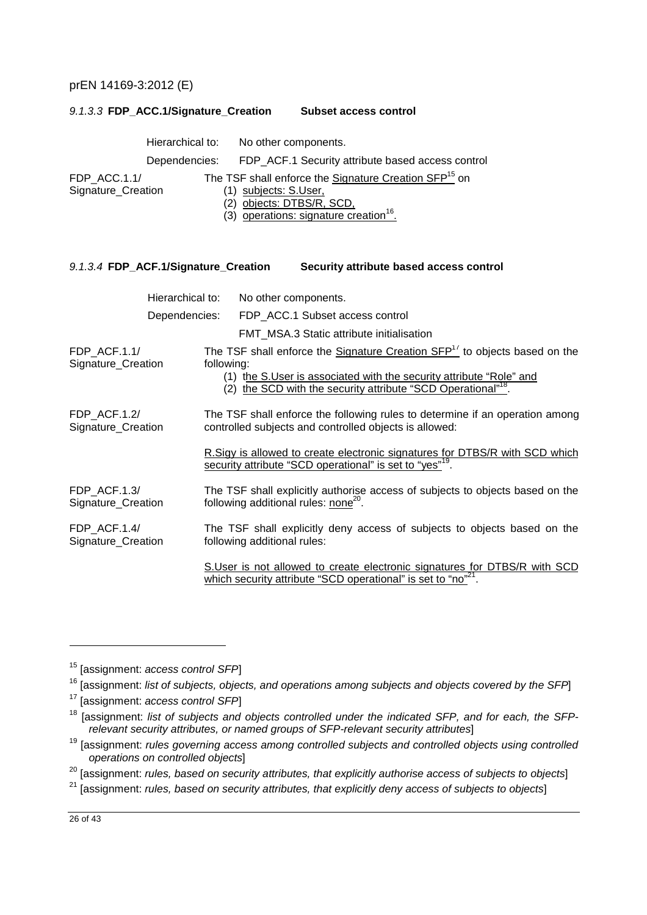#### *9.1.3.3* **FDP_ACC.1/Signature_Creation Subset access control**

Hierarchical to: No other components.

Dependencies: FDP_ACF.1 Security attribute based access control

FDP_ACC.1.1/ Signature_Creation — The TSF shall enforce the Signature Creation SFP[15] on

(1) subjects: S.User,
(2) objects: DTBS/R, SCD,
(3) operations: signature creation[16].

#### *9.1.3.4* **FDP_ACF.1/Signature_Creation Security attribute based access control**

Hierarchical to: No other components.

Dependencies: FDP_ACC.1 Subset access control

FMT_MSA.3 Static attribute initialisation

FDP_ACF.1.1/ Signature_Creation — The TSF shall enforce the Signature Creation SFP[17] to objects based on the following:

(1) the S.User is associated with the security attribute "Role" and
(2) the SCD with the security attribute "SCD Operational"[18].

FDP_ACF.1.2/ Signature_Creation — The TSF shall enforce the following rules to determine if an operation among controlled subjects and controlled objects is allowed:

R.Sigy is allowed to create electronic signatures for DTBS/R with SCD which security attribute "SCD operational" is set to "yes"[19].

FDP_ACF.1.3/ Signature_Creation — The TSF shall explicitly authorise access of subjects to objects based on the following additional rules: none[20].

FDP_ACF.1.4/ Signature_Creation — The TSF shall explicitly deny access of subjects to objects based on the following additional rules:

S.User is not allowed to create electronic signatures for DTBS/R with SCD which security attribute "SCD operational" is set to "no"[21].

---

[15] [assignment: *access control SFP*]

[16] [assignment: *list of subjects, objects, and operations among subjects and objects covered by the SFP*]

[17] [assignment: *access control SFP*]

[18] [assignment: *list of subjects and objects controlled under the indicated SFP, and for each, the SFP-relevant security attributes, or named groups of SFP-relevant security attributes*]

[19] [assignment: *rules governing access among controlled subjects and controlled objects using controlled operations on controlled objects*]

[20] [assignment: *rules, based on security attributes, that explicitly authorise access of subjects to objects*]

[21] [assignment: *rules, based on security attributes, that explicitly deny access of subjects to objects*]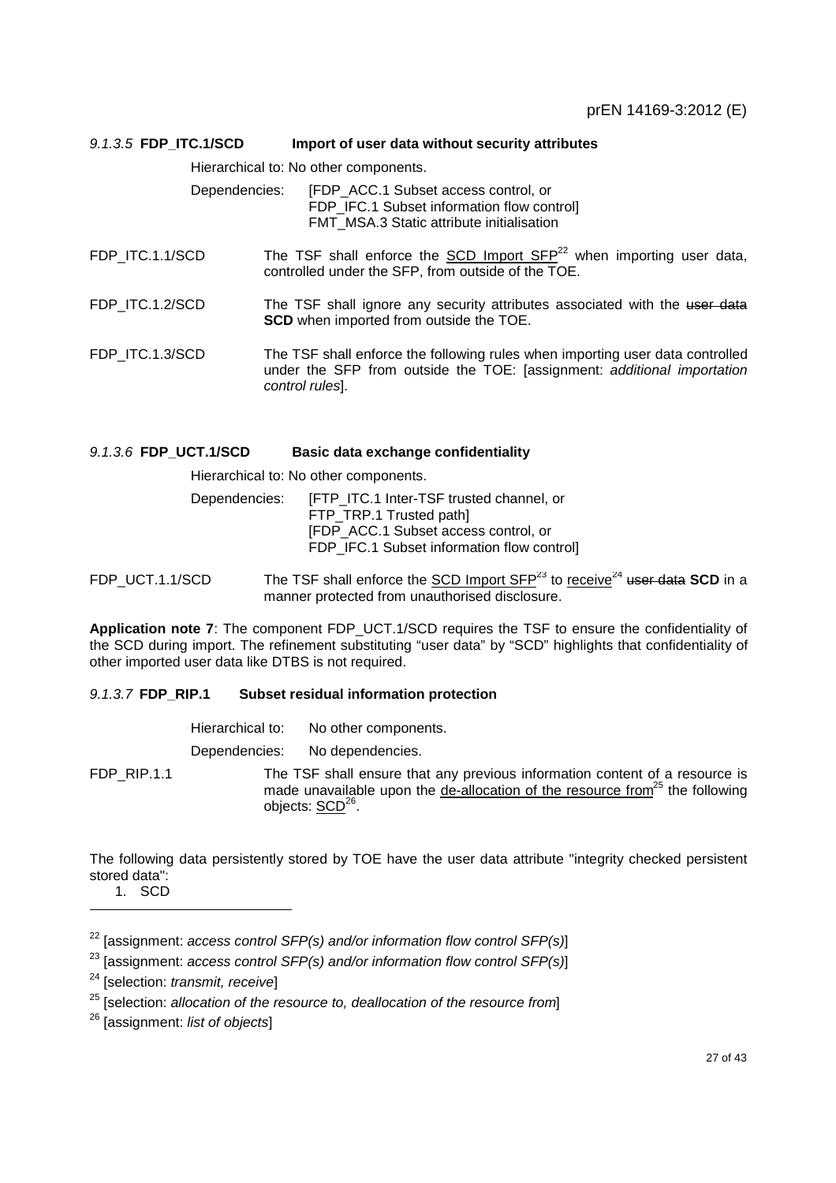#### 9.1.3.5 FDP_ITC.1/SCD Import of user data without security attributes

Hierarchical to: No other components.

Dependencies: [FDP_ACC.1 Subset access control, or FDP_IFC.1 Subset information flow control] FMT_MSA.3 Static attribute initialisation

FDP_ITC.1.1/SCD The TSF shall enforce the SCD Import SFP[22] when importing user data, controlled under the SFP, from outside of the TOE.

FDP_ITC.1.2/SCD The TSF shall ignore any security attributes associated with the ~~user data~~ **SCD** when imported from outside the TOE.

FDP_ITC.1.3/SCD The TSF shall enforce the following rules when importing user data controlled under the SFP from outside the TOE: [assignment: *additional importation control rules*].

#### 9.1.3.6 FDP_UCT.1/SCD Basic data exchange confidentiality

Hierarchical to: No other components.

Dependencies: [FTP_ITC.1 Inter-TSF trusted channel, or FTP_TRP.1 Trusted path] [FDP_ACC.1 Subset access control, or FDP_IFC.1 Subset information flow control]

FDP_UCT.1.1/SCD The TSF shall enforce the SCD Import SFP[23] to receive[24] ~~user data~~ **SCD** in a manner protected from unauthorised disclosure.

**Application note 7**: The component FDP_UCT.1/SCD requires the TSF to ensure the confidentiality of the SCD during import. The refinement substituting "user data" by "SCD" highlights that confidentiality of other imported user data like DTBS is not required.

#### 9.1.3.7 FDP_RIP.1 Subset residual information protection

Hierarchical to: No other components.

Dependencies: No dependencies.

FDP_RIP.1.1 The TSF shall ensure that any previous information content of a resource is made unavailable upon the de-allocation of the resource from[25] the following objects: SCD[26].

The following data persistently stored by TOE have the user data attribute "integrity checked persistent stored data":

1. SCD

---

[22] [assignment: *access control SFP(s) and/or information flow control SFP(s)*]

[23] [assignment: *access control SFP(s) and/or information flow control SFP(s)*]

[24] [selection: *transmit, receive*]

[25] [selection: *allocation of the resource to, deallocation of the resource from*]

[26] [assignment: *list of objects*]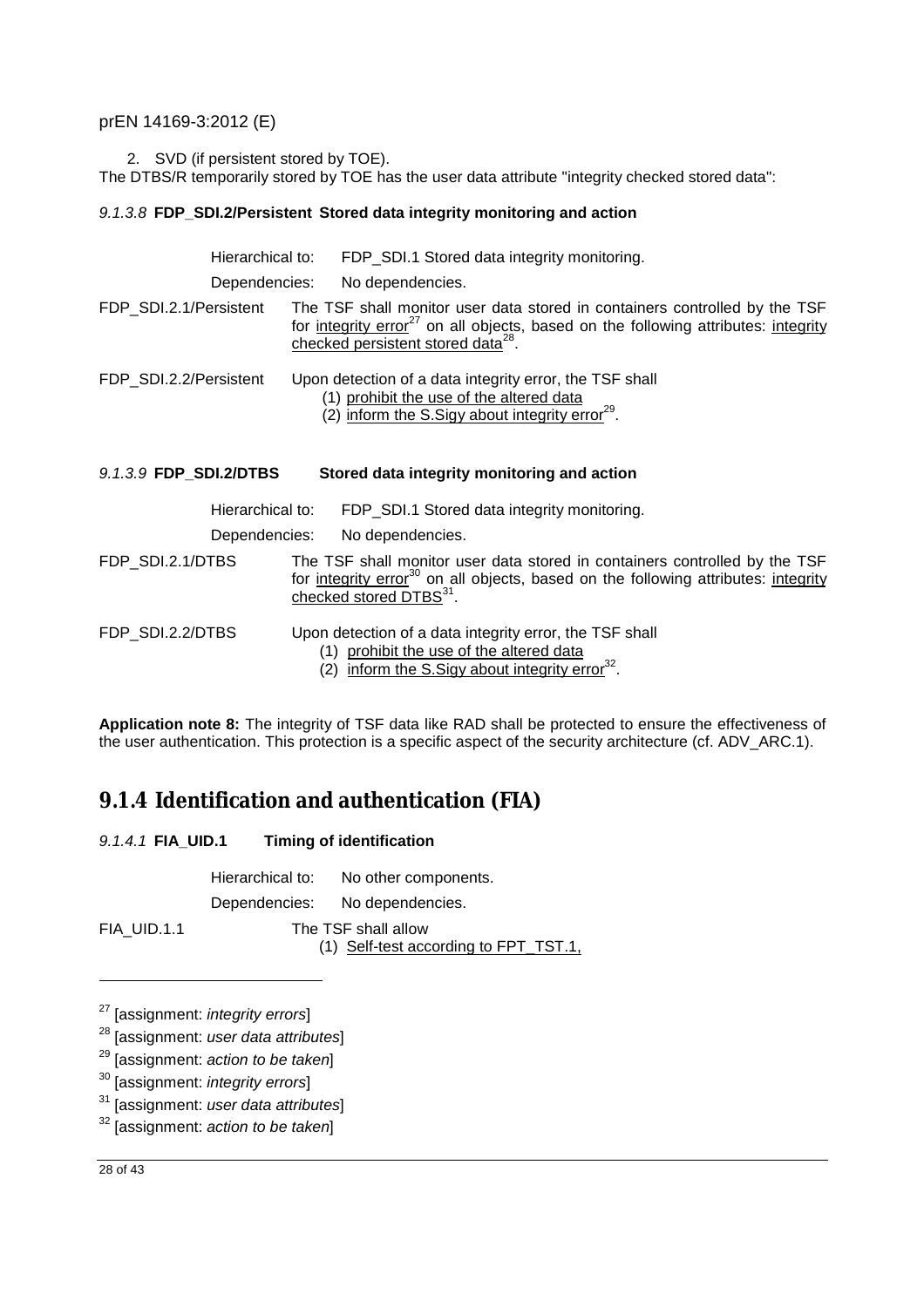2. SVD (if persistent stored by TOE).

The DTBS/R temporarily stored by TOE has the user data attribute "integrity checked stored data":

#### *9.1.3.8* **FDP_SDI.2/Persistent Stored data integrity monitoring and action**

Hierarchical to: FDP_SDI.1 Stored data integrity monitoring.

Dependencies: No dependencies.

FDP_SDI.2.1/Persistent The TSF shall monitor user data stored in containers controlled by the TSF for integrity error[27] on all objects, based on the following attributes: integrity checked persistent stored data[28].

FDP_SDI.2.2/Persistent Upon detection of a data integrity error, the TSF shall

(1) prohibit the use of the altered data

(2) inform the S.Sigy about integrity error[29].

#### *9.1.3.9* **FDP_SDI.2/DTBS Stored data integrity monitoring and action**

Hierarchical to: FDP_SDI.1 Stored data integrity monitoring.

Dependencies: No dependencies.

FDP_SDI.2.1/DTBS The TSF shall monitor user data stored in containers controlled by the TSF for integrity error[30] on all objects, based on the following attributes: integrity checked stored DTBS[31].

FDP_SDI.2.2/DTBS Upon detection of a data integrity error, the TSF shall

(1) prohibit the use of the altered data

(2) inform the S.Sigy about integrity error[32].

**Application note 8:** The integrity of TSF data like RAD shall be protected to ensure the effectiveness of the user authentication. This protection is a specific aspect of the security architecture (cf. ADV_ARC.1).

## 9.1.4 Identification and authentication (FIA)

#### *9.1.4.1* **FIA_UID.1 Timing of identification**

Hierarchical to: No other components.

Dependencies: No dependencies.

FIA_UID.1.1 The TSF shall allow

(1) Self-test according to FPT_TST.1,

---

[27] [assignment: *integrity errors*]

[28] [assignment: *user data attributes*]

[29] [assignment: *action to be taken*]

[30] [assignment: *integrity errors*]

[31] [assignment: *user data attributes*]

[32] [assignment: *action to be taken*]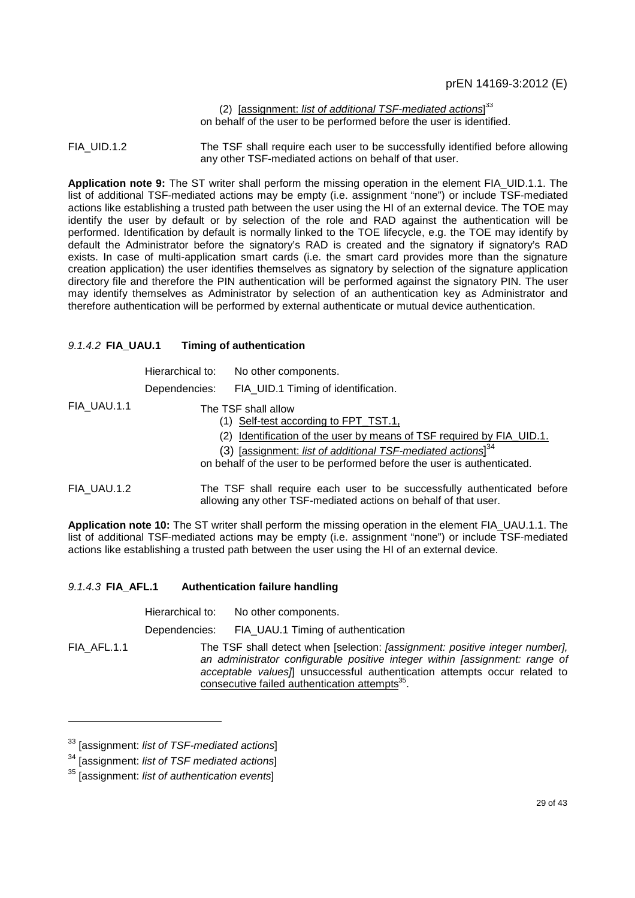(2) [assignment: *list of additional TSF-mediated actions*][33]
on behalf of the user to be performed before the user is identified.

FIA_UID.1.2 The TSF shall require each user to be successfully identified before allowing any other TSF-mediated actions on behalf of that user.

**Application note 9:** The ST writer shall perform the missing operation in the element FIA_UID.1.1. The list of additional TSF-mediated actions may be empty (i.e. assignment "none") or include TSF-mediated actions like establishing a trusted path between the user using the HI of an external device. The TOE may identify the user by default or by selection of the role and RAD against the authentication will be performed. Identification by default is normally linked to the TOE lifecycle, e.g. the TOE may identify by default the Administrator before the signatory's RAD is created and the signatory if signatory's RAD exists. In case of multi-application smart cards (i.e. the smart card provides more than the signature creation application) the user identifies themselves as signatory by selection of the signature application directory file and therefore the PIN authentication will be performed against the signatory PIN. The user may identify themselves as Administrator by selection of an authentication key as Administrator and therefore authentication will be performed by external authenticate or mutual device authentication.

#### *9.1.4.2* **FIA_UAU.1 Timing of authentication**

Hierarchical to: No other components.

Dependencies: FIA_UID.1 Timing of identification.

FIA_UAU.1.1 The TSF shall allow

(1) Self-test according to FPT_TST.1,

(2) Identification of the user by means of TSF required by FIA_UID.1.

(3) [assignment: *list of additional TSF-mediated actions*][34]

on behalf of the user to be performed before the user is authenticated.

FIA_UAU.1.2 The TSF shall require each user to be successfully authenticated before allowing any other TSF-mediated actions on behalf of that user.

**Application note 10:** The ST writer shall perform the missing operation in the element FIA_UAU.1.1. The list of additional TSF-mediated actions may be empty (i.e. assignment "none") or include TSF-mediated actions like establishing a trusted path between the user using the HI of an external device.

#### *9.1.4.3* **FIA_AFL.1 Authentication failure handling**

Hierarchical to: No other components.

Dependencies: FIA_UAU.1 Timing of authentication

FIA_AFL.1.1 The TSF shall detect when [selection: *[assignment: positive integer number], an administrator configurable positive integer within [assignment: range of acceptable values]*] unsuccessful authentication attempts occur related to consecutive failed authentication attempts[35].

---

[33] [assignment: *list of TSF-mediated actions*]

[34] [assignment: *list of TSF mediated actions*]

[35] [assignment: *list of authentication events*]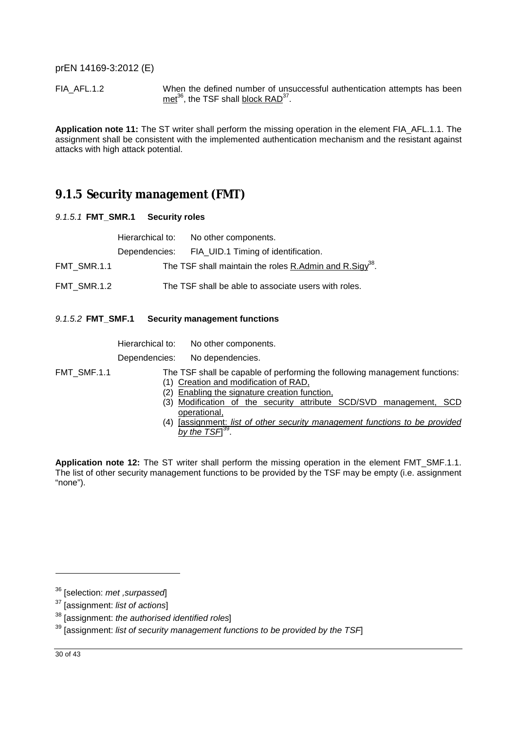FIA_AFL.1.2 When the defined number of unsuccessful authentication attempts has been met[36], the TSF shall block RAD[37].

**Application note 11:** The ST writer shall perform the missing operation in the element FIA_AFL.1.1. The assignment shall be consistent with the implemented authentication mechanism and the resistant against attacks with high attack potential.

## 9.1.5 Security management (FMT)

### *9.1.5.1* FMT_SMR.1 Security roles

Hierarchical to: No other components.

Dependencies: FIA_UID.1 Timing of identification.

FMT_SMR.1.1 The TSF shall maintain the roles R.Admin and R.Sigy[38].

FMT_SMR.1.2 The TSF shall be able to associate users with roles.

### *9.1.5.2* FMT_SMF.1 Security management functions

Hierarchical to: No other components.

Dependencies: No dependencies.

FMT_SMF.1.1 The TSF shall be capable of performing the following management functions:

(1) Creation and modification of RAD,
(2) Enabling the signature creation function,
(3) Modification of the security attribute SCD/SVD management, SCD operational,
(4) [assignment: *list of other security management functions to be provided by the TSF*][39].

**Application note 12:** The ST writer shall perform the missing operation in the element FMT_SMF.1.1. The list of other security management functions to be provided by the TSF may be empty (i.e. assignment "none").

---

[36] [selection: *met ,surpassed*]

[37] [assignment: *list of actions*]

[38] [assignment: *the authorised identified roles*]

[39] [assignment: *list of security management functions to be provided by the TSF*]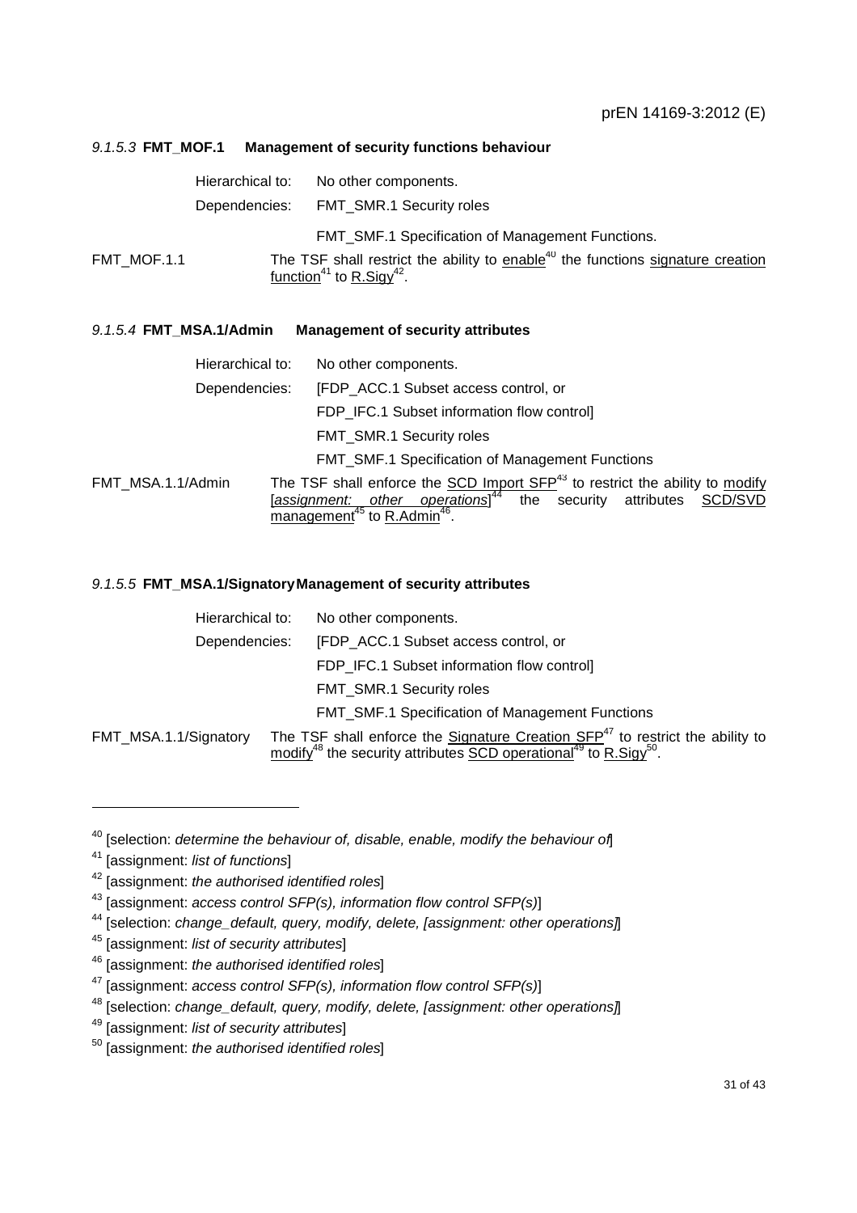#### 9.1.5.3 FMT_MOF.1 Management of security functions behaviour

Hierarchical to: No other components.

Dependencies: FMT_SMR.1 Security roles

FMT_SMF.1 Specification of Management Functions.

FMT_MOF.1.1 The TSF shall restrict the ability to enable[40] the functions signature creation function[41] to R.Sigy[42].

#### 9.1.5.4 FMT_MSA.1/Admin Management of security attributes

Hierarchical to: No other components.

Dependencies: [FDP_ACC.1 Subset access control, or

FDP_IFC.1 Subset information flow control]

FMT_SMR.1 Security roles

FMT_SMF.1 Specification of Management Functions

FMT_MSA.1.1/Admin The TSF shall enforce the SCD Import SFP[43] to restrict the ability to modify [*assignment: other operations*][44] the security attributes SCD/SVD management[45] to R.Admin[46].

#### 9.1.5.5 FMT_MSA.1/Signatory Management of security attributes

Hierarchical to: No other components.

Dependencies: [FDP_ACC.1 Subset access control, or

FDP_IFC.1 Subset information flow control]

FMT_SMR.1 Security roles

FMT_SMF.1 Specification of Management Functions

FMT_MSA.1.1/Signatory The TSF shall enforce the Signature Creation SFP[47] to restrict the ability to modify[48] the security attributes SCD operational[49] to R.Sigy[50].

---

[40] [selection: *determine the behaviour of, disable, enable, modify the behaviour of*]

[41] [assignment: *list of functions*]

[42] [assignment: *the authorised identified roles*]

[43] [assignment: *access control SFP(s), information flow control SFP(s)*]

[44] [selection: *change_default, query, modify, delete, [assignment: other operations]*]

[45] [assignment: *list of security attributes*]

[46] [assignment: *the authorised identified roles*]

[47] [assignment: *access control SFP(s), information flow control SFP(s)*]

[48] [selection: *change_default, query, modify, delete, [assignment: other operations]*]

[49] [assignment: *list of security attributes*]

[50] [assignment: *the authorised identified roles*]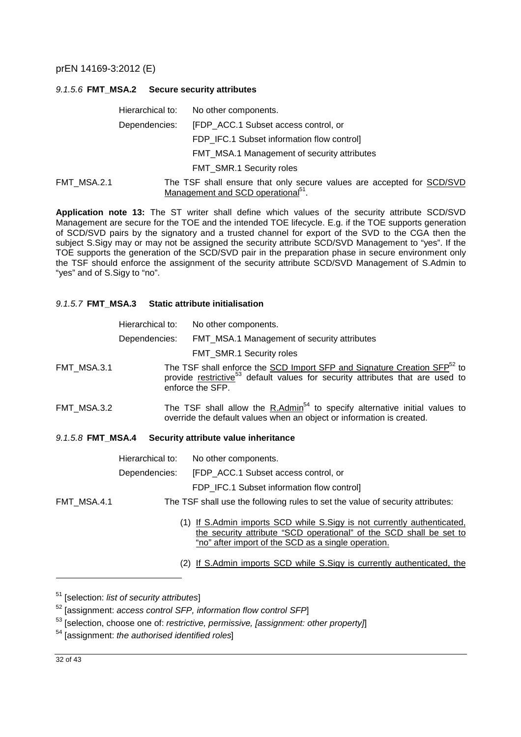#### 9.1.5.6 **FMT_MSA.2 Secure security attributes**

Hierarchical to: No other components.

Dependencies: [FDP_ACC.1 Subset access control, or
FDP_IFC.1 Subset information flow control]
FMT_MSA.1 Management of security attributes
FMT_SMR.1 Security roles

FMT_MSA.2.1 The TSF shall ensure that only secure values are accepted for SCD/SVD Management and SCD operational[51].

**Application note 13:** The ST writer shall define which values of the security attribute SCD/SVD Management are secure for the TOE and the intended TOE lifecycle. E.g. if the TOE supports generation of SCD/SVD pairs by the signatory and a trusted channel for export of the SVD to the CGA then the subject S.Sigy may or may not be assigned the security attribute SCD/SVD Management to "yes". If the TOE supports the generation of the SCD/SVD pair in the preparation phase in secure environment only the TSF should enforce the assignment of the security attribute SCD/SVD Management of S.Admin to "yes" and of S.Sigy to "no".

#### 9.1.5.7 **FMT_MSA.3 Static attribute initialisation**

Hierarchical to: No other components.

Dependencies: FMT_MSA.1 Management of security attributes
FMT_SMR.1 Security roles

FMT_MSA.3.1 The TSF shall enforce the SCD Import SFP and Signature Creation SFP[52] to provide restrictive[53] default values for security attributes that are used to enforce the SFP.

FMT_MSA.3.2 The TSF shall allow the R.Admin[54] to specify alternative initial values to override the default values when an object or information is created.

#### 9.1.5.8 **FMT_MSA.4 Security attribute value inheritance**

Hierarchical to: No other components.

Dependencies: [FDP_ACC.1 Subset access control, or
FDP_IFC.1 Subset information flow control]

FMT_MSA.4.1 The TSF shall use the following rules to set the value of security attributes:

(1) If S.Admin imports SCD while S.Sigy is not currently authenticated, the security attribute "SCD operational" of the SCD shall be set to "no" after import of the SCD as a single operation.

(2) If S.Admin imports SCD while S.Sigy is currently authenticated, the

---

[51] [selection: *list of security attributes*]

[52] [assignment: *access control SFP, information flow control SFP*]

[53] [selection, choose one of: *restrictive, permissive, [assignment: other property]*]

[54] [assignment: *the authorised identified roles*]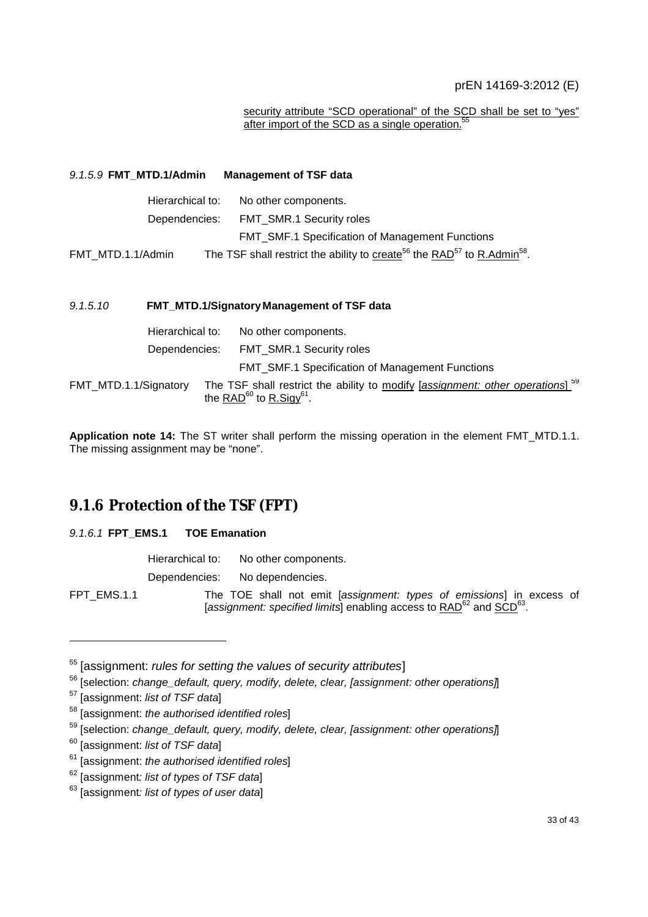security attribute "SCD operational" of the SCD shall be set to "yes" after import of the SCD as a single operation.[55]

#### 9.1.5.9 FMT_MTD.1/Admin Management of TSF data

Hierarchical to: No other components.

Dependencies: FMT_SMR.1 Security roles

FMT_SMF.1 Specification of Management Functions

FMT_MTD.1.1/Admin The TSF shall restrict the ability to create[56] the RAD[57] to R.Admin[58].

#### 9.1.5.10 FMT_MTD.1/Signatory Management of TSF data

Hierarchical to: No other components.

Dependencies: FMT_SMR.1 Security roles

FMT_SMF.1 Specification of Management Functions

FMT_MTD.1.1/Signatory The TSF shall restrict the ability to modify [*assignment: other operations*] [59] the RAD[60] to R.Sigy[61].

**Application note 14:** The ST writer shall perform the missing operation in the element FMT_MTD.1.1. The missing assignment may be "none".

### 9.1.6 Protection of the TSF (FPT)

#### 9.1.6.1 FPT_EMS.1 TOE Emanation

Hierarchical to: No other components.

Dependencies: No dependencies.

FPT_EMS.1.1 The TOE shall not emit [*assignment: types of emissions*] in excess of [*assignment: specified limits*] enabling access to RAD[62] and SCD[63].

---

[55] [assignment: *rules for setting the values of security attributes*]

[56] [selection: *change_default, query, modify, delete, clear, [assignment: other operations]*]

[57] [assignment: *list of TSF data*]

[58] [assignment: *the authorised identified roles*]

[59] [selection: *change_default, query, modify, delete, clear, [assignment: other operations]*]

[60] [assignment: *list of TSF data*]

[61] [assignment: *the authorised identified roles*]

[62] [assignment*: list of types of TSF data*]

[63] [assignment*: list of types of user data*]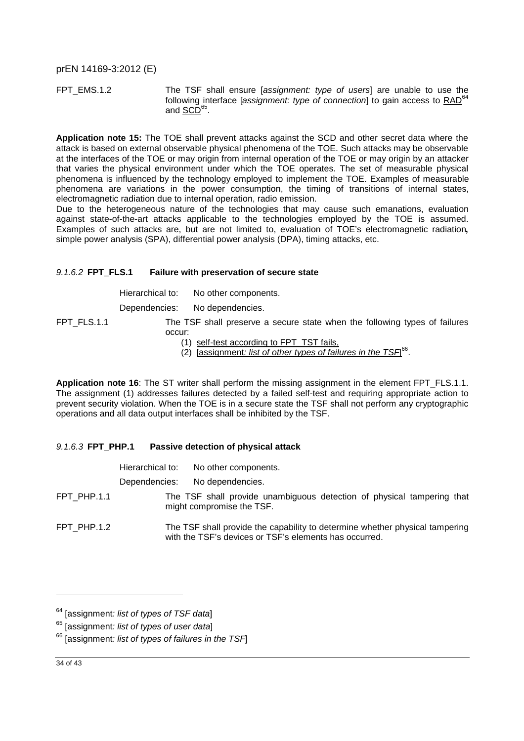FPT_EMS.1.2 The TSF shall ensure [*assignment: type of users*] are unable to use the following interface [*assignment: type of connection*] to gain access to RAD[64] and SCD[65].

**Application note 15:** The TOE shall prevent attacks against the SCD and other secret data where the attack is based on external observable physical phenomena of the TOE. Such attacks may be observable at the interfaces of the TOE or may origin from internal operation of the TOE or may origin by an attacker that varies the physical environment under which the TOE operates. The set of measurable physical phenomena is influenced by the technology employed to implement the TOE. Examples of measurable phenomena are variations in the power consumption, the timing of transitions of internal states, electromagnetic radiation due to internal operation, radio emission.

Due to the heterogeneous nature of the technologies that may cause such emanations, evaluation against state-of-the-art attacks applicable to the technologies employed by the TOE is assumed. Examples of such attacks are, but are not limited to, evaluation of TOE's electromagnetic radiation**,** simple power analysis (SPA), differential power analysis (DPA), timing attacks, etc.

### *9.1.6.2* **FPT_FLS.1 Failure with preservation of secure state**

Hierarchical to: No other components.

Dependencies: No dependencies.

FPT_FLS.1.1 The TSF shall preserve a secure state when the following types of failures occur:

(1) self-test according to FPT_TST fails,

(2) [assignment*: list of other types of failures in the TSF*][66].

**Application note 16**: The ST writer shall perform the missing assignment in the element FPT_FLS.1.1. The assignment (1) addresses failures detected by a failed self-test and requiring appropriate action to prevent security violation. When the TOE is in a secure state the TSF shall not perform any cryptographic operations and all data output interfaces shall be inhibited by the TSF.

### *9.1.6.3* **FPT_PHP.1 Passive detection of physical attack**

Hierarchical to: No other components.

Dependencies: No dependencies.

FPT_PHP.1.1 The TSF shall provide unambiguous detection of physical tampering that might compromise the TSF.

FPT_PHP.1.2 The TSF shall provide the capability to determine whether physical tampering with the TSF's devices or TSF's elements has occurred.

---

[64] [assignment*: list of types of TSF data*]

[65] [assignment*: list of types of user data*]

[66] [assignment*: list of types of failures in the TSF*]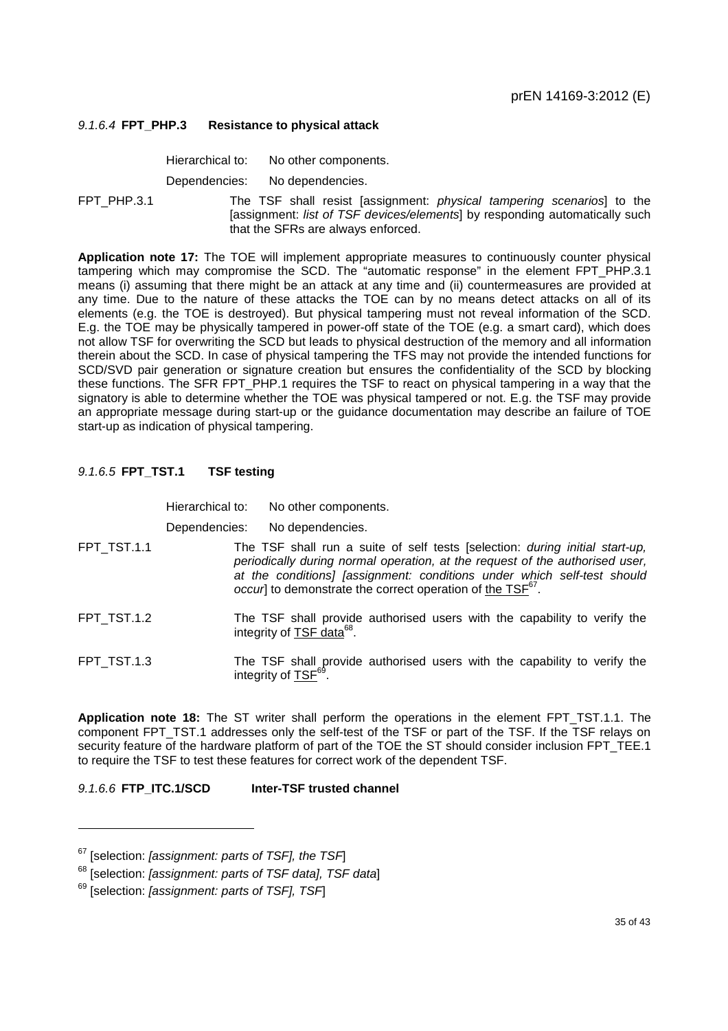#### 9.1.6.4 **FPT_PHP.3 Resistance to physical attack**

Hierarchical to: No other components.

Dependencies: No dependencies.

FPT_PHP.3.1 The TSF shall resist [assignment: *physical tampering scenarios*] to the [assignment: *list of TSF devices/elements*] by responding automatically such that the SFRs are always enforced.

**Application note 17:** The TOE will implement appropriate measures to continuously counter physical tampering which may compromise the SCD. The "automatic response" in the element FPT_PHP.3.1 means (i) assuming that there might be an attack at any time and (ii) countermeasures are provided at any time. Due to the nature of these attacks the TOE can by no means detect attacks on all of its elements (e.g. the TOE is destroyed). But physical tampering must not reveal information of the SCD. E.g. the TOE may be physically tampered in power-off state of the TOE (e.g. a smart card), which does not allow TSF for overwriting the SCD but leads to physical destruction of the memory and all information therein about the SCD. In case of physical tampering the TFS may not provide the intended functions for SCD/SVD pair generation or signature creation but ensures the confidentiality of the SCD by blocking these functions. The SFR FPT_PHP.1 requires the TSF to react on physical tampering in a way that the signatory is able to determine whether the TOE was physical tampered or not. E.g. the TSF may provide an appropriate message during start-up or the guidance documentation may describe an failure of TOE start-up as indication of physical tampering.

#### 9.1.6.5 **FPT_TST.1 TSF testing**

Hierarchical to: No other components.

Dependencies: No dependencies.

FPT_TST.1.1 The TSF shall run a suite of self tests [selection: *during initial start-up, periodically during normal operation, at the request of the authorised user, at the conditions] [assignment: conditions under which self-test should occur*] to demonstrate the correct operation of the TSF[67].

FPT_TST.1.2 The TSF shall provide authorised users with the capability to verify the integrity of TSF data[68].

FPT_TST.1.3 The TSF shall provide authorised users with the capability to verify the integrity of TSF[69].

**Application note 18:** The ST writer shall perform the operations in the element FPT_TST.1.1. The component FPT_TST.1 addresses only the self-test of the TSF or part of the TSF. If the TSF relays on security feature of the hardware platform of part of the TOE the ST should consider inclusion FPT_TEE.1 to require the TSF to test these features for correct work of the dependent TSF.

#### 9.1.6.6 **FTP_ITC.1/SCD Inter-TSF trusted channel**

---

[67] [selection: *[assignment: parts of TSF], the TSF*]

[68] [selection: *[assignment: parts of TSF data], TSF data*]

[69] [selection: *[assignment: parts of TSF], TSF*]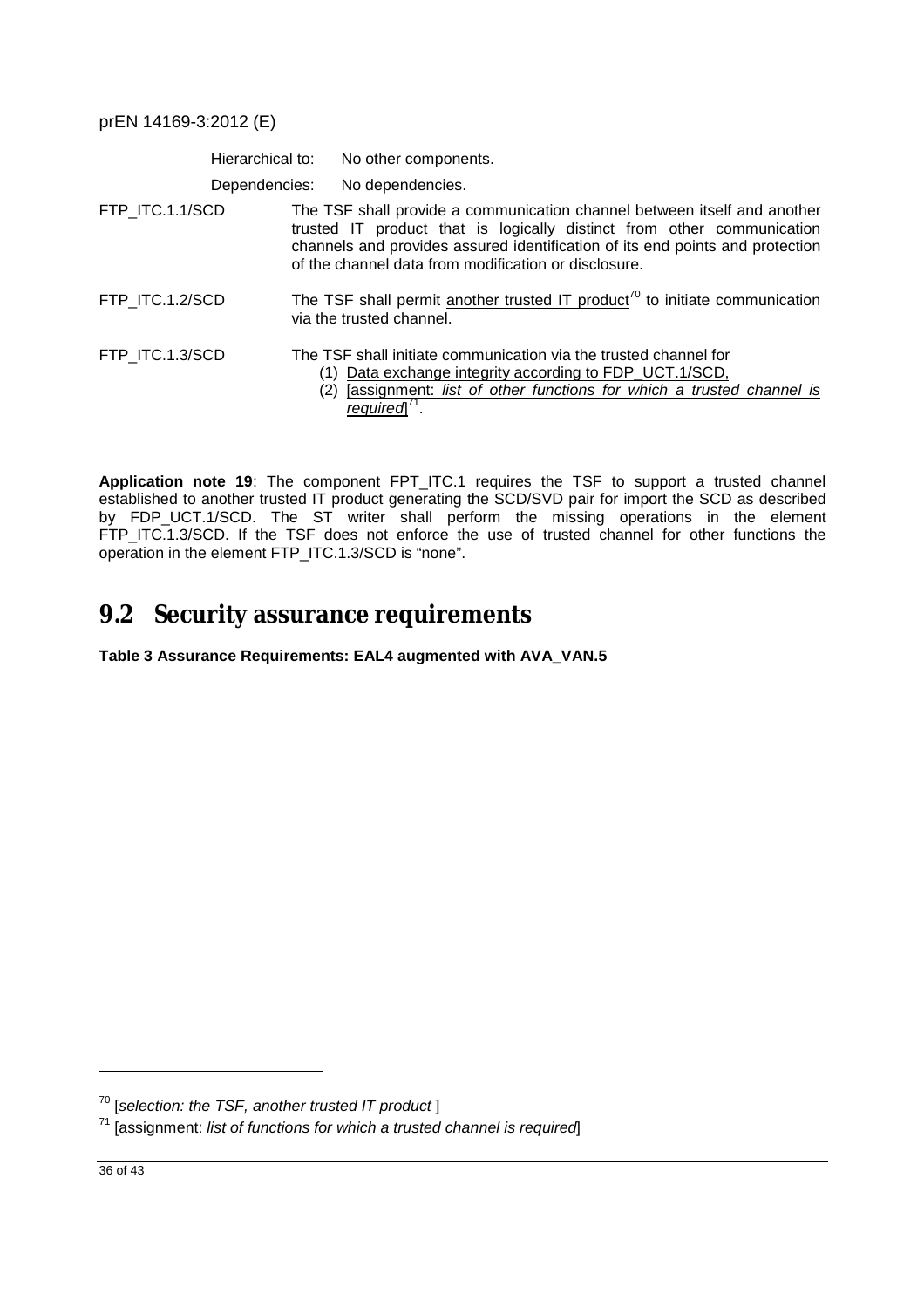Hierarchical to: No other components.

Dependencies: No dependencies.

FTP_ITC.1.1/SCD The TSF shall provide a communication channel between itself and another trusted IT product that is logically distinct from other communication channels and provides assured identification of its end points and protection of the channel data from modification or disclosure.

FTP_ITC.1.2/SCD The TSF shall permit another trusted IT product[70] to initiate communication via the trusted channel.

FTP_ITC.1.3/SCD The TSF shall initiate communication via the trusted channel for

(1) Data exchange integrity according to FDP_UCT.1/SCD,
(2) [assignment: *list of other functions for which a trusted channel is required*][71].

**Application note 19**: The component FPT_ITC.1 requires the TSF to support a trusted channel established to another trusted IT product generating the SCD/SVD pair for import the SCD as described by FDP_UCT.1/SCD. The ST writer shall perform the missing operations in the element FTP_ITC.1.3/SCD. If the TSF does not enforce the use of trusted channel for other functions the operation in the element FTP_ITC.1.3/SCD is "none".

## 9.2 Security assurance requirements

**Table 3 Assurance Requirements: EAL4 augmented with AVA_VAN.5**

---

[70] [*selection: the TSF, another trusted IT product* ]

[71] [assignment: *list of functions for which a trusted channel is required*]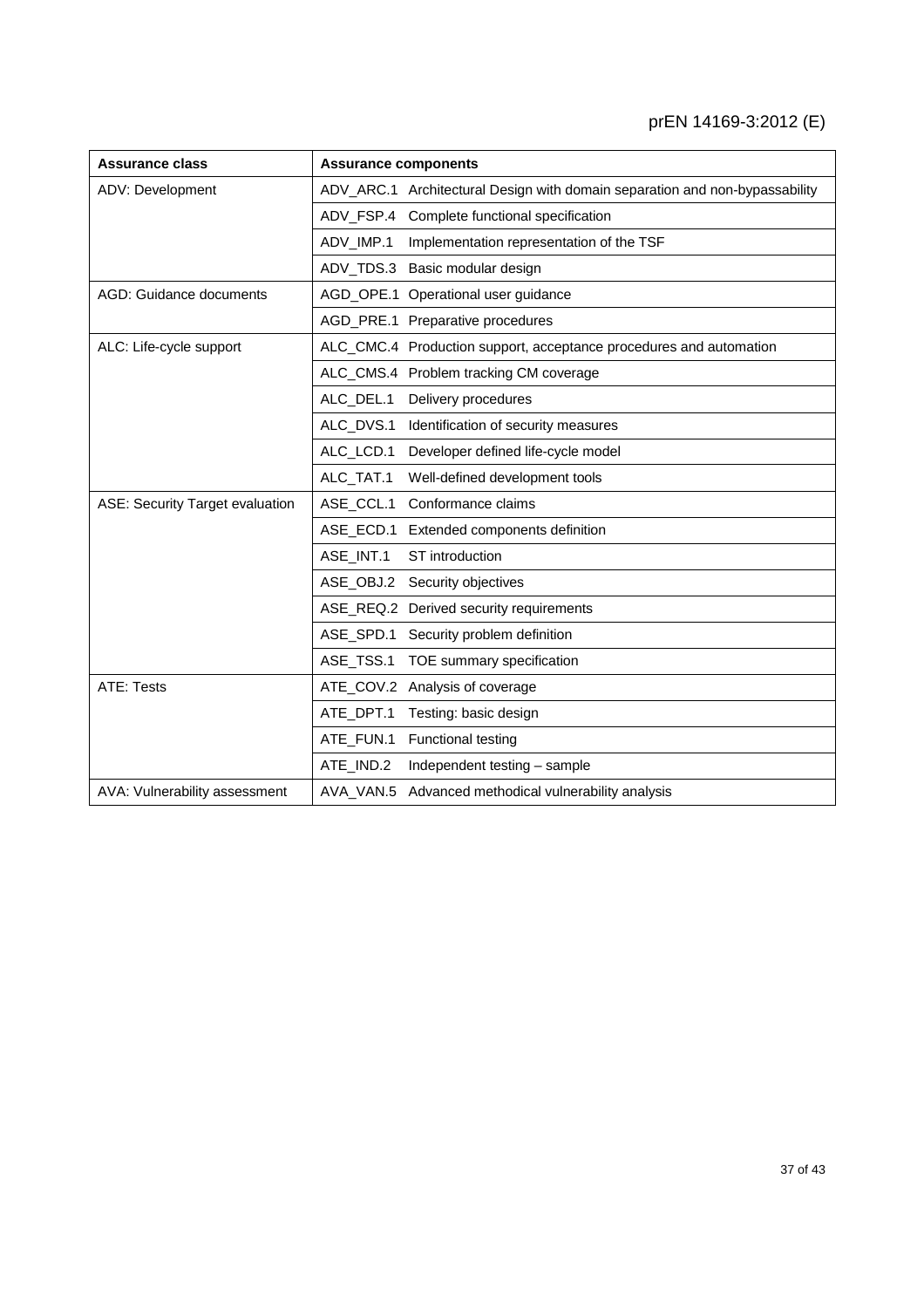| Assurance class | Assurance components |
|---|---|
| ADV: Development | ADV_ARC.1 Architectural Design with domain separation and non-bypassability |
| | ADV_FSP.4 Complete functional specification |
| | ADV_IMP.1 Implementation representation of the TSF |
| | ADV_TDS.3 Basic modular design |
| AGD: Guidance documents | AGD_OPE.1 Operational user guidance |
| | AGD_PRE.1 Preparative procedures |
| ALC: Life-cycle support | ALC_CMC.4 Production support, acceptance procedures and automation |
| | ALC_CMS.4 Problem tracking CM coverage |
| | ALC_DEL.1 Delivery procedures |
| | ALC_DVS.1 Identification of security measures |
| | ALC_LCD.1 Developer defined life-cycle model |
| | ALC_TAT.1 Well-defined development tools |
| ASE: Security Target evaluation | ASE_CCL.1 Conformance claims |
| | ASE_ECD.1 Extended components definition |
| | ASE_INT.1 ST introduction |
| | ASE_OBJ.2 Security objectives |
| | ASE_REQ.2 Derived security requirements |
| | ASE_SPD.1 Security problem definition |
| | ASE_TSS.1 TOE summary specification |
| ATE: Tests | ATE_COV.2 Analysis of coverage |
| | ATE_DPT.1 Testing: basic design |
| | ATE_FUN.1 Functional testing |
| | ATE_IND.2 Independent testing – sample |
| AVA: Vulnerability assessment | AVA_VAN.5 Advanced methodical vulnerability analysis |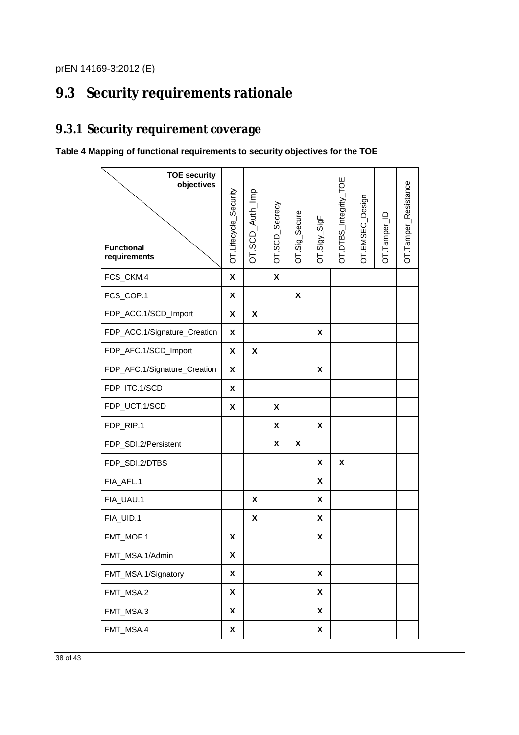## 9.3 Security requirements rationale

### 9.3.1 Security requirement coverage

**Table 4 Mapping of functional requirements to security objectives for the TOE**

| TOE security objectives / Functional requirements | OT.Lifecycle_Security | OT.SCD_Auth_Imp | OT.SCD_Secrecy | OT.Sig_Secure | OT.Sigy_SigF | OT.DTBS_Integrity_TOE | OT.EMSEC_Design | OT.Tamper_ID | OT.Tamper_Resistance |
|---|---|---|---|---|---|---|---|---|---|
| FCS_CKM.4 | X | | X | | | | | | |
| FCS_COP.1 | X | | | X | | | | | |
| FDP_ACC.1/SCD_Import | X | X | | | | | | | |
| FDP_ACC.1/Signature_Creation | X | | | | X | | | | |
| FDP_AFC.1/SCD_Import | X | X | | | | | | | |
| FDP_AFC.1/Signature_Creation | X | | | | X | | | | |
| FDP_ITC.1/SCD | X | | | | | | | | |
| FDP_UCT.1/SCD | X | | X | | | | | | |
| FDP_RIP.1 | | | X | | X | | | | |
| FDP_SDI.2/Persistent | | | X | X | | | | | |
| FDP_SDI.2/DTBS | | | | | X | X | | | |
| FIA_AFL.1 | | | | | X | | | | |
| FIA_UAU.1 | | X | | | X | | | | |
| FIA_UID.1 | | X | | | X | | | | |
| FMT_MOF.1 | X | | | | X | | | | |
| FMT_MSA.1/Admin | X | | | | | | | | |
| FMT_MSA.1/Signatory | X | | | | X | | | | |
| FMT_MSA.2 | X | | | | X | | | | |
| FMT_MSA.3 | X | | | | X | | | | |
| FMT_MSA.4 | X | | | | X | | | | |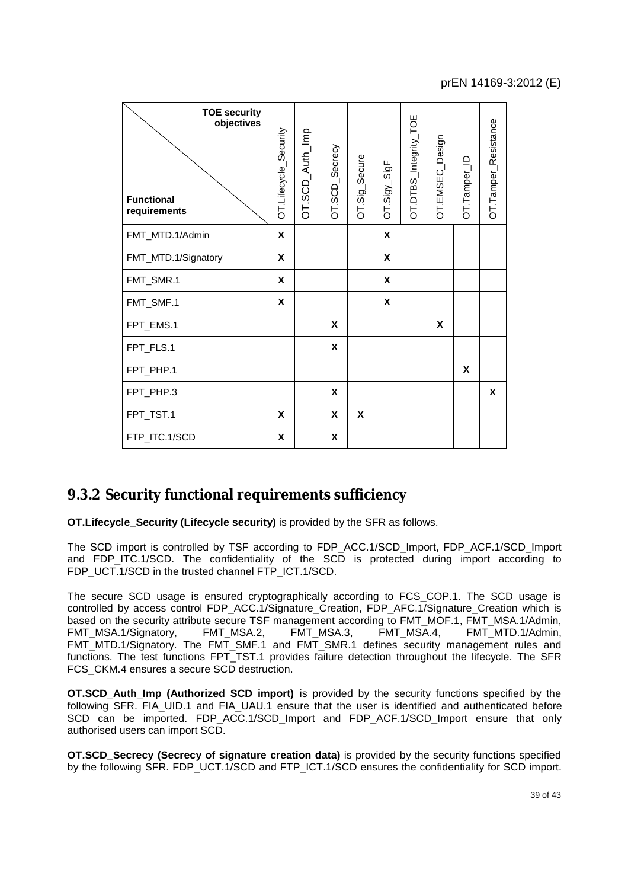| TOE security objectives / Functional requirements | OT.Lifecycle_Security | OT.SCD_Auth_Imp | OT.SCD_Secrecy | OT.Sig_Secure | OT.Sigy_SigF | OT.DTBS_Integrity_TOE | OT.EMSEC_Design | OT.Tamper_ID | OT.Tamper_Resistance |
|---|---|---|---|---|---|---|---|---|---|
| FMT_MTD.1/Admin | X | | | | X | | | | |
| FMT_MTD.1/Signatory | X | | | | X | | | | |
| FMT_SMR.1 | X | | | | X | | | | |
| FMT_SMF.1 | X | | | | X | | | | |
| FPT_EMS.1 | | | X | | | | X | | |
| FPT_FLS.1 | | | X | | | | | | |
| FPT_PHP.1 | | | | | | | | X | |
| FPT_PHP.3 | | | X | | | | | | X |
| FPT_TST.1 | X | | X | X | | | | | |
| FTP_ITC.1/SCD | X | | X | | | | | | |

## 9.3.2 Security functional requirements sufficiency

**OT.Lifecycle_Security (Lifecycle security)** is provided by the SFR as follows.

The SCD import is controlled by TSF according to FDP_ACC.1/SCD_Import, FDP_ACF.1/SCD_Import and FDP_ITC.1/SCD. The confidentiality of the SCD is protected during import according to FDP_UCT.1/SCD in the trusted channel FTP_ICT.1/SCD.

The secure SCD usage is ensured cryptographically according to FCS_COP.1. The SCD usage is controlled by access control FDP_ACC.1/Signature_Creation, FDP_AFC.1/Signature_Creation which is based on the security attribute secure TSF management according to FMT_MOF.1, FMT_MSA.1/Admin, FMT_MSA.1/Signatory, FMT_MSA.2, FMT_MSA.3, FMT_MSA.4, FMT_MTD.1/Admin, FMT_MTD.1/Signatory. The FMT_SMF.1 and FMT_SMR.1 defines security management rules and functions. The test functions FPT_TST.1 provides failure detection throughout the lifecycle. The SFR FCS_CKM.4 ensures a secure SCD destruction.

**OT.SCD_Auth_Imp (Authorized SCD import)** is provided by the security functions specified by the following SFR. FIA_UID.1 and FIA_UAU.1 ensure that the user is identified and authenticated before SCD can be imported. FDP_ACC.1/SCD_Import and FDP_ACF.1/SCD_Import ensure that only authorised users can import SCD.

**OT.SCD_Secrecy (Secrecy of signature creation data)** is provided by the security functions specified by the following SFR. FDP_UCT.1/SCD and FTP_ICT.1/SCD ensures the confidentiality for SCD import.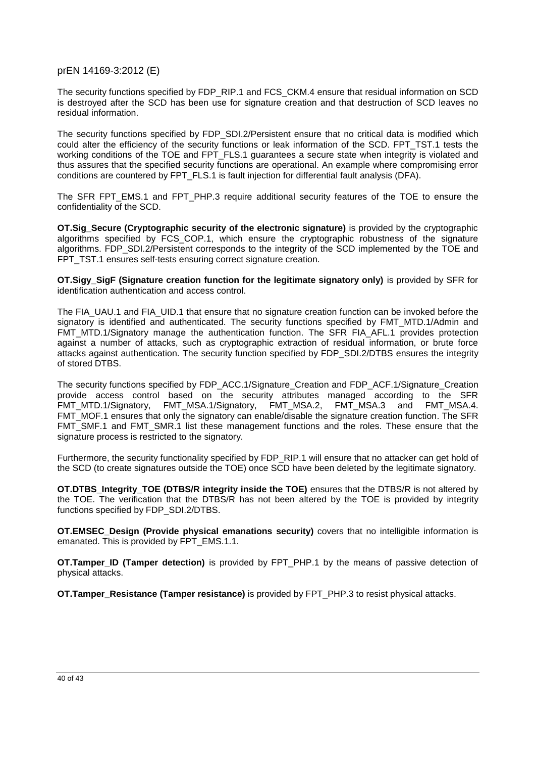The security functions specified by FDP_RIP.1 and FCS_CKM.4 ensure that residual information on SCD is destroyed after the SCD has been use for signature creation and that destruction of SCD leaves no residual information.

The security functions specified by FDP_SDI.2/Persistent ensure that no critical data is modified which could alter the efficiency of the security functions or leak information of the SCD. FPT_TST.1 tests the working conditions of the TOE and FPT_FLS.1 guarantees a secure state when integrity is violated and thus assures that the specified security functions are operational. An example where compromising error conditions are countered by FPT_FLS.1 is fault injection for differential fault analysis (DFA).

The SFR FPT_EMS.1 and FPT_PHP.3 require additional security features of the TOE to ensure the confidentiality of the SCD.

**OT.Sig_Secure (Cryptographic security of the electronic signature)** is provided by the cryptographic algorithms specified by FCS_COP.1, which ensure the cryptographic robustness of the signature algorithms. FDP_SDI.2/Persistent corresponds to the integrity of the SCD implemented by the TOE and FPT_TST.1 ensures self-tests ensuring correct signature creation.

**OT.Sigy_SigF (Signature creation function for the legitimate signatory only)** is provided by SFR for identification authentication and access control.

The FIA_UAU.1 and FIA_UID.1 that ensure that no signature creation function can be invoked before the signatory is identified and authenticated. The security functions specified by FMT_MTD.1/Admin and FMT_MTD.1/Signatory manage the authentication function. The SFR FIA_AFL.1 provides protection against a number of attacks, such as cryptographic extraction of residual information, or brute force attacks against authentication. The security function specified by FDP_SDI.2/DTBS ensures the integrity of stored DTBS.

The security functions specified by FDP_ACC.1/Signature_Creation and FDP_ACF.1/Signature_Creation provide access control based on the security attributes managed according to the SFR FMT_MTD.1/Signatory, FMT_MSA.1/Signatory, FMT_MSA.2, FMT_MSA.3 and FMT_MSA.4. FMT_MOF.1 ensures that only the signatory can enable/disable the signature creation function. The SFR FMT_SMF.1 and FMT_SMR.1 list these management functions and the roles. These ensure that the signature process is restricted to the signatory.

Furthermore, the security functionality specified by FDP_RIP.1 will ensure that no attacker can get hold of the SCD (to create signatures outside the TOE) once SCD have been deleted by the legitimate signatory.

**OT.DTBS_Integrity_TOE (DTBS/R integrity inside the TOE)** ensures that the DTBS/R is not altered by the TOE. The verification that the DTBS/R has not been altered by the TOE is provided by integrity functions specified by FDP_SDI.2/DTBS.

**OT.EMSEC_Design (Provide physical emanations security)** covers that no intelligible information is emanated. This is provided by FPT_EMS.1.1.

**OT.Tamper_ID (Tamper detection)** is provided by FPT_PHP.1 by the means of passive detection of physical attacks.

**OT.Tamper_Resistance (Tamper resistance)** is provided by FPT_PHP.3 to resist physical attacks.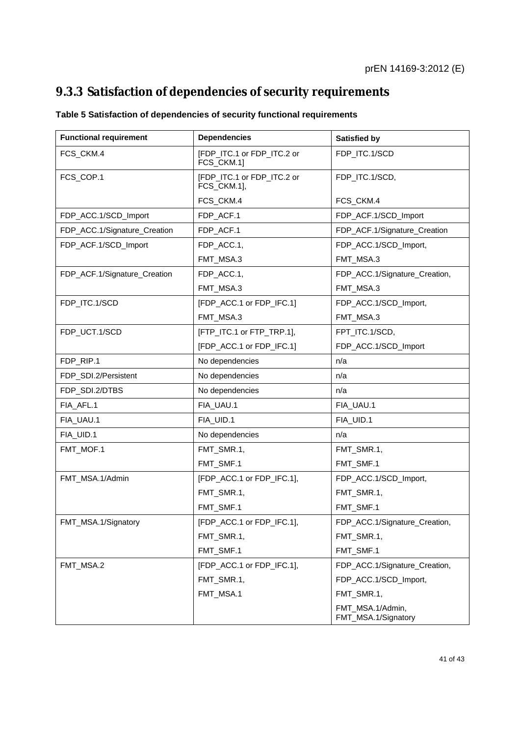### 9.3.3 Satisfaction of dependencies of security requirements

**Table 5 Satisfaction of dependencies of security functional requirements**

| Functional requirement | Dependencies | Satisfied by |
|---|---|---|
| FCS_CKM.4 | [FDP_ITC.1 or FDP_ITC.2 or FCS_CKM.1] | FDP_ITC.1/SCD |
| FCS_COP.1 | [FDP_ITC.1 or FDP_ITC.2 or FCS_CKM.1],<br>FCS_CKM.4 | FDP_ITC.1/SCD,<br>FCS_CKM.4 |
| FDP_ACC.1/SCD_Import | FDP_ACF.1 | FDP_ACF.1/SCD_Import |
| FDP_ACC.1/Signature_Creation | FDP_ACF.1 | FDP_ACF.1/Signature_Creation |
| FDP_ACF.1/SCD_Import | FDP_ACC.1,<br>FMT_MSA.3 | FDP_ACC.1/SCD_Import,<br>FMT_MSA.3 |
| FDP_ACF.1/Signature_Creation | FDP_ACC.1,<br>FMT_MSA.3 | FDP_ACC.1/Signature_Creation,<br>FMT_MSA.3 |
| FDP_ITC.1/SCD | [FDP_ACC.1 or FDP_IFC.1]<br>FMT_MSA.3 | FDP_ACC.1/SCD_Import,<br>FMT_MSA.3 |
| FDP_UCT.1/SCD | [FTP_ITC.1 or FTP_TRP.1],<br>[FDP_ACC.1 or FDP_IFC.1] | FPT_ITC.1/SCD,<br>FDP_ACC.1/SCD_Import |
| FDP_RIP.1 | No dependencies | n/a |
| FDP_SDI.2/Persistent | No dependencies | n/a |
| FDP_SDI.2/DTBS | No dependencies | n/a |
| FIA_AFL.1 | FIA_UAU.1 | FIA_UAU.1 |
| FIA_UAU.1 | FIA_UID.1 | FIA_UID.1 |
| FIA_UID.1 | No dependencies | n/a |
| FMT_MOF.1 | FMT_SMR.1,<br>FMT_SMF.1 | FMT_SMR.1,<br>FMT_SMF.1 |
| FMT_MSA.1/Admin | [FDP_ACC.1 or FDP_IFC.1],<br>FMT_SMR.1,<br>FMT_SMF.1 | FDP_ACC.1/SCD_Import,<br>FMT_SMR.1,<br>FMT_SMF.1 |
| FMT_MSA.1/Signatory | [FDP_ACC.1 or FDP_IFC.1],<br>FMT_SMR.1,<br>FMT_SMF.1 | FDP_ACC.1/Signature_Creation,<br>FMT_SMR.1,<br>FMT_SMF.1 |
| FMT_MSA.2 | [FDP_ACC.1 or FDP_IFC.1],<br>FMT_SMR.1,<br>FMT_MSA.1 | FDP_ACC.1/Signature_Creation,<br>FDP_ACC.1/SCD_Import,<br>FMT_SMR.1,<br>FMT_MSA.1/Admin, FMT_MSA.1/Signatory |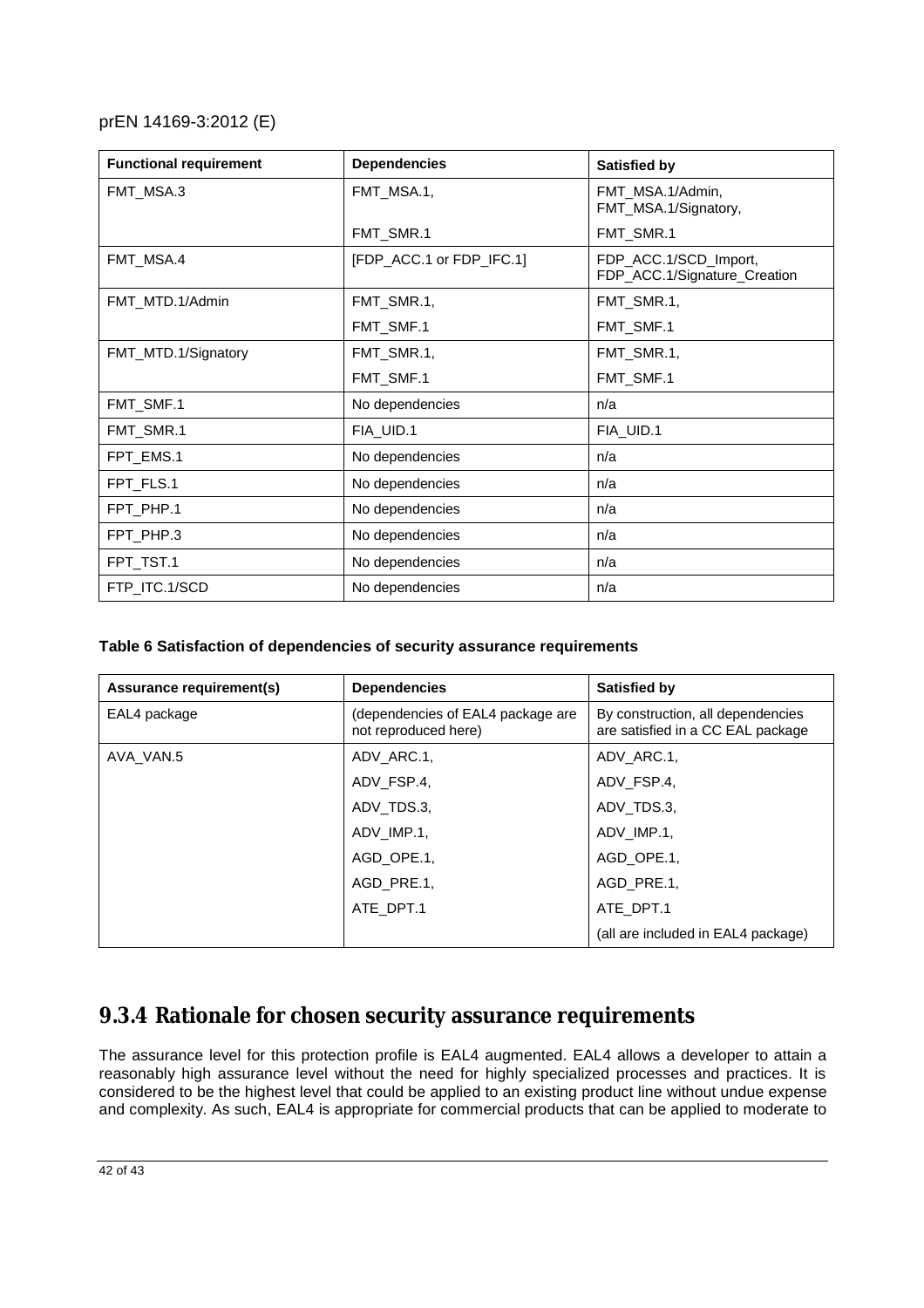| Functional requirement | Dependencies | Satisfied by |
|---|---|---|
| FMT_MSA.3 | FMT_MSA.1, | FMT_MSA.1/Admin, FMT_MSA.1/Signatory, |
| | FMT_SMR.1 | FMT_SMR.1 |
| FMT_MSA.4 | [FDP_ACC.1 or FDP_IFC.1] | FDP_ACC.1/SCD_Import, FDP_ACC.1/Signature_Creation |
| FMT_MTD.1/Admin | FMT_SMR.1, | FMT_SMR.1, |
| | FMT_SMF.1 | FMT_SMF.1 |
| FMT_MTD.1/Signatory | FMT_SMR.1, | FMT_SMR.1, |
| | FMT_SMF.1 | FMT_SMF.1 |
| FMT_SMF.1 | No dependencies | n/a |
| FMT_SMR.1 | FIA_UID.1 | FIA_UID.1 |
| FPT_EMS.1 | No dependencies | n/a |
| FPT_FLS.1 | No dependencies | n/a |
| FPT_PHP.1 | No dependencies | n/a |
| FPT_PHP.3 | No dependencies | n/a |
| FPT_TST.1 | No dependencies | n/a |
| FTP_ITC.1/SCD | No dependencies | n/a |

**Table 6 Satisfaction of dependencies of security assurance requirements**

| Assurance requirement(s) | Dependencies | Satisfied by |
|---|---|---|
| EAL4 package | (dependencies of EAL4 package are not reproduced here) | By construction, all dependencies are satisfied in a CC EAL package |
| AVA_VAN.5 | ADV_ARC.1, | ADV_ARC.1, |
| | ADV_FSP.4, | ADV_FSP.4, |
| | ADV_TDS.3, | ADV_TDS.3, |
| | ADV_IMP.1, | ADV_IMP.1, |
| | AGD_OPE.1, | AGD_OPE.1, |
| | AGD_PRE.1, | AGD_PRE.1, |
| | ATE_DPT.1 | ATE_DPT.1 |
| | | (all are included in EAL4 package) |

### 9.3.4 Rationale for chosen security assurance requirements

The assurance level for this protection profile is EAL4 augmented. EAL4 allows a developer to attain a reasonably high assurance level without the need for highly specialized processes and practices. It is considered to be the highest level that could be applied to an existing product line without undue expense and complexity. As such, EAL4 is appropriate for commercial products that can be applied to moderate to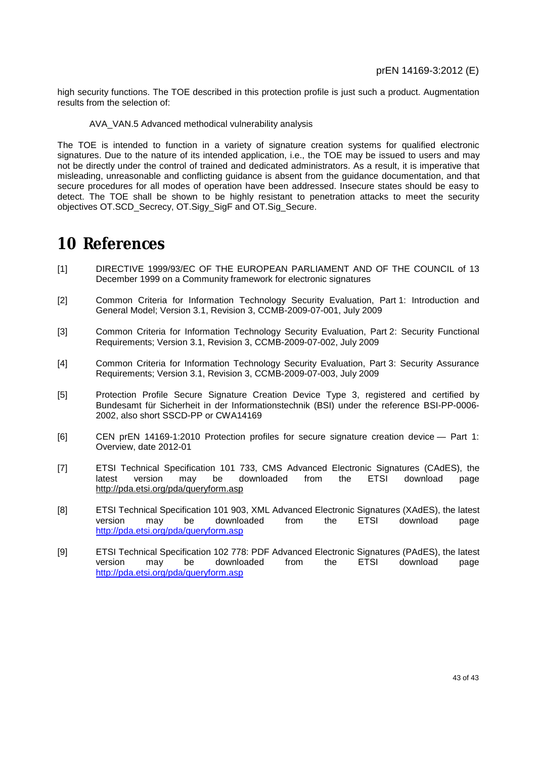high security functions. The TOE described in this protection profile is just such a product. Augmentation results from the selection of:

AVA_VAN.5 Advanced methodical vulnerability analysis

The TOE is intended to function in a variety of signature creation systems for qualified electronic signatures. Due to the nature of its intended application, i.e., the TOE may be issued to users and may not be directly under the control of trained and dedicated administrators. As a result, it is imperative that misleading, unreasonable and conflicting guidance is absent from the guidance documentation, and that secure procedures for all modes of operation have been addressed. Insecure states should be easy to detect. The TOE shall be shown to be highly resistant to penetration attacks to meet the security objectives OT.SCD_Secrecy, OT.Sigy_SigF and OT.Sig_Secure.

# 10 References

[1] DIRECTIVE 1999/93/EC OF THE EUROPEAN PARLIAMENT AND OF THE COUNCIL of 13 December 1999 on a Community framework for electronic signatures

[2] Common Criteria for Information Technology Security Evaluation, Part 1: Introduction and General Model; Version 3.1, Revision 3, CCMB-2009-07-001, July 2009

[3] Common Criteria for Information Technology Security Evaluation, Part 2: Security Functional Requirements; Version 3.1, Revision 3, CCMB-2009-07-002, July 2009

[4] Common Criteria for Information Technology Security Evaluation, Part 3: Security Assurance Requirements; Version 3.1, Revision 3, CCMB-2009-07-003, July 2009

[5] Protection Profile Secure Signature Creation Device Type 3, registered and certified by Bundesamt für Sicherheit in der Informationstechnik (BSI) under the reference BSI-PP-0006-2002, also short SSCD-PP or CWA14169

[6] CEN prEN 14169-1:2010 Protection profiles for secure signature creation device — Part 1: Overview, date 2012-01

[7] ETSI Technical Specification 101 733, CMS Advanced Electronic Signatures (CAdES), the latest version may be downloaded from the ETSI download page http://pda.etsi.org/pda/queryform.asp

[8] ETSI Technical Specification 101 903, XML Advanced Electronic Signatures (XAdES), the latest version may be downloaded from the ETSI download page http://pda.etsi.org/pda/queryform.asp

[9] ETSI Technical Specification 102 778: PDF Advanced Electronic Signatures (PAdES), the latest version may be downloaded from the ETSI download page http://pda.etsi.org/pda/queryform.asp